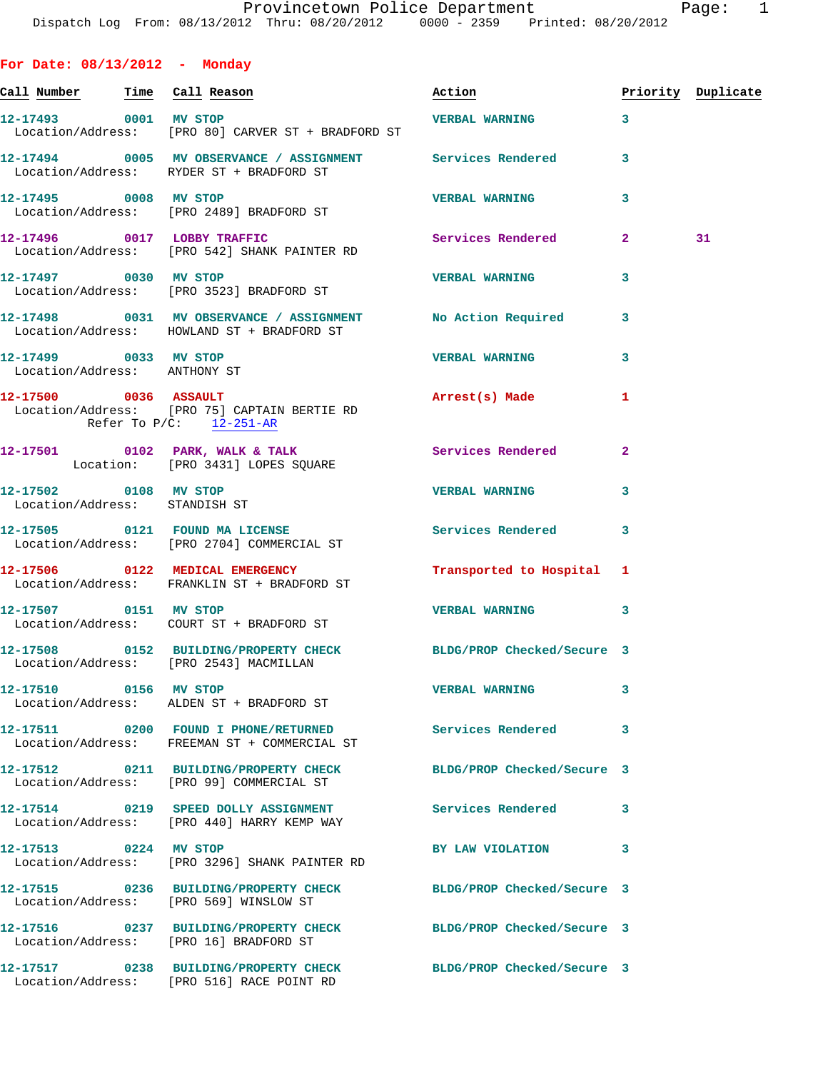Dispatch Log From: 08/13/2012 Thru: 08/20/2012 0000 - 2359 Printed: 08/20/2012

## For Date: 08/13/2012 - Monday

| Call Number | Time | Call Reason | Action | Priority | Duplicate |
|---|---|---|---|---|---|
| 12-17493 | 0001 | MV STOP | VERBAL WARNING | 3 | |
| Location/Address: | | [PRO 80] CARVER ST + BRADFORD ST | | | |
| 12-17494 | 0005 | MV OBSERVANCE / ASSIGNMENT | Services Rendered | 3 | |
| Location/Address: | | RYDER ST + BRADFORD ST | | | |
| 12-17495 | 0008 | MV STOP | VERBAL WARNING | 3 | |
| Location/Address: | | [PRO 2489] BRADFORD ST | | | |
| 12-17496 | 0017 | LOBBY TRAFFIC | Services Rendered | 2 | 31 |
| Location/Address: | | [PRO 542] SHANK PAINTER RD | | | |
| 12-17497 | 0030 | MV STOP | VERBAL WARNING | 3 | |
| Location/Address: | | [PRO 3523] BRADFORD ST | | | |
| 12-17498 | 0031 | MV OBSERVANCE / ASSIGNMENT | No Action Required | 3 | |
| Location/Address: | | HOWLAND ST + BRADFORD ST | | | |
| 12-17499 | 0033 | MV STOP | VERBAL WARNING | 3 | |
| Location/Address: | | ANTHONY ST | | | |
| 12-17500 | 0036 | ASSAULT | Arrest(s) Made | 1 | |
| Location/Address: | | [PRO 75] CAPTAIN BERTIE RD | | | |
| Refer To P/C: | | 12-251-AR | | | |
| 12-17501 | 0102 | PARK, WALK & TALK | Services Rendered | 2 | |
| Location: | | [PRO 3431] LOPES SQUARE | | | |
| 12-17502 | 0108 | MV STOP | VERBAL WARNING | 3 | |
| Location/Address: | | STANDISH ST | | | |
| 12-17505 | 0121 | FOUND MA LICENSE | Services Rendered | 3 | |
| Location/Address: | | [PRO 2704] COMMERCIAL ST | | | |
| 12-17506 | 0122 | MEDICAL EMERGENCY | Transported to Hospital | 1 | |
| Location/Address: | | FRANKLIN ST + BRADFORD ST | | | |
| 12-17507 | 0151 | MV STOP | VERBAL WARNING | 3 | |
| Location/Address: | | COURT ST + BRADFORD ST | | | |
| 12-17508 | 0152 | BUILDING/PROPERTY CHECK | BLDG/PROP Checked/Secure | 3 | |
| Location/Address: | | [PRO 2543] MACMILLAN | | | |
| 12-17510 | 0156 | MV STOP | VERBAL WARNING | 3 | |
| Location/Address: | | ALDEN ST + BRADFORD ST | | | |
| 12-17511 | 0200 | FOUND I PHONE/RETURNED | Services Rendered | 3 | |
| Location/Address: | | FREEMAN ST + COMMERCIAL ST | | | |
| 12-17512 | 0211 | BUILDING/PROPERTY CHECK | BLDG/PROP Checked/Secure | 3 | |
| Location/Address: | | [PRO 99] COMMERCIAL ST | | | |
| 12-17514 | 0219 | SPEED DOLLY ASSIGNMENT | Services Rendered | 3 | |
| Location/Address: | | [PRO 440] HARRY KEMP WAY | | | |
| 12-17513 | 0224 | MV STOP | BY LAW VIOLATION | 3 | |
| Location/Address: | | [PRO 3296] SHANK PAINTER RD | | | |
| 12-17515 | 0236 | BUILDING/PROPERTY CHECK | BLDG/PROP Checked/Secure | 3 | |
| Location/Address: | | [PRO 569] WINSLOW ST | | | |
| 12-17516 | 0237 | BUILDING/PROPERTY CHECK | BLDG/PROP Checked/Secure | 3 | |
| Location/Address: | | [PRO 16] BRADFORD ST | | | |
| 12-17517 | 0238 | BUILDING/PROPERTY CHECK | BLDG/PROP Checked/Secure | 3 | |
| Location/Address: | | [PRO 516] RACE POINT RD | | | |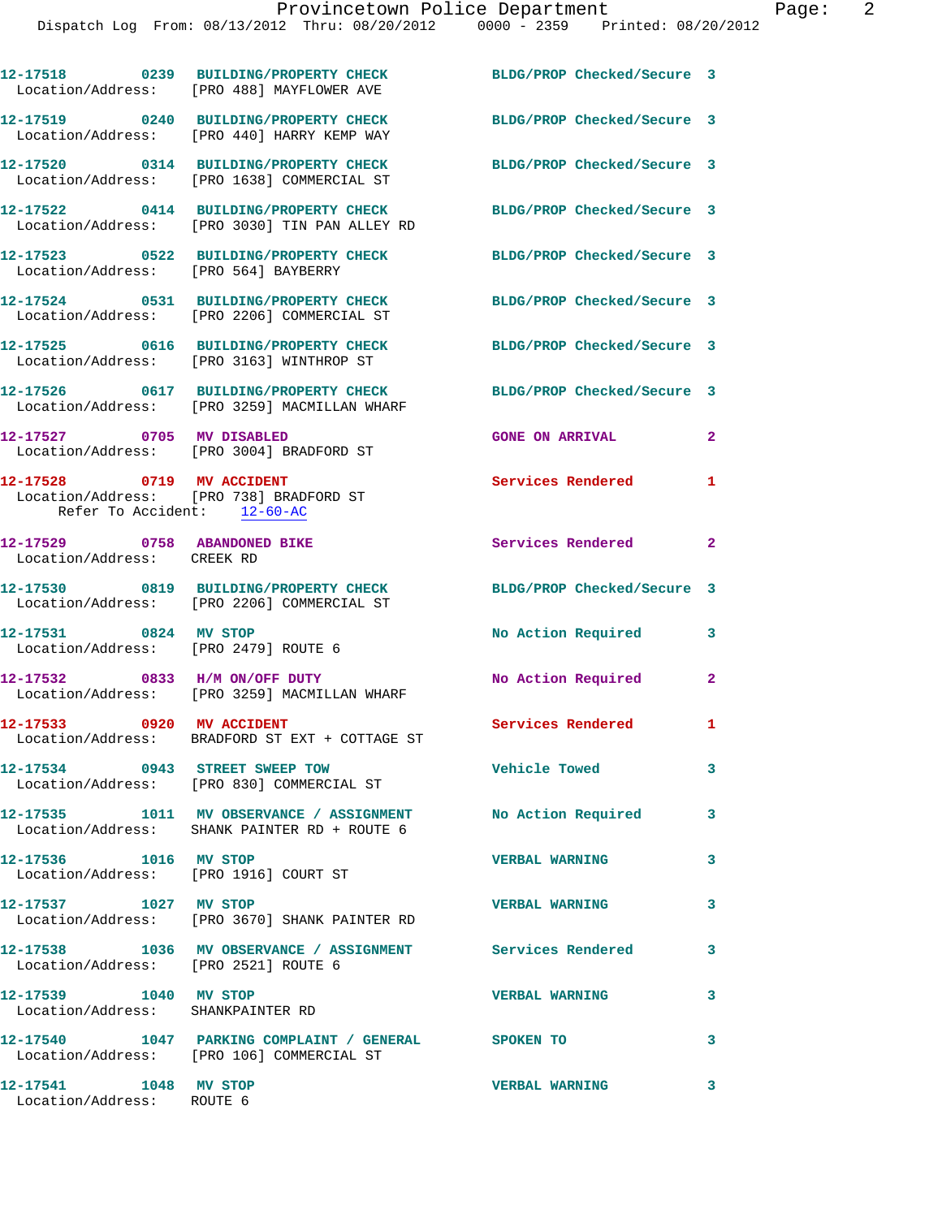12-17518 0239 BUILDING/PROPERTY CHECK BLDG/PROP Checked/Secure 3
Location/Address: [PRO 488] MAYFLOWER AVE

12-17519 0240 BUILDING/PROPERTY CHECK BLDG/PROP Checked/Secure 3
Location/Address: [PRO 440] HARRY KEMP WAY

12-17520 0314 BUILDING/PROPERTY CHECK BLDG/PROP Checked/Secure 3
Location/Address: [PRO 1638] COMMERCIAL ST

12-17522 0414 BUILDING/PROPERTY CHECK BLDG/PROP Checked/Secure 3
Location/Address: [PRO 3030] TIN PAN ALLEY RD

12-17523 0522 BUILDING/PROPERTY CHECK BLDG/PROP Checked/Secure 3
Location/Address: [PRO 564] BAYBERRY

12-17524 0531 BUILDING/PROPERTY CHECK BLDG/PROP Checked/Secure 3
Location/Address: [PRO 2206] COMMERCIAL ST

12-17525 0616 BUILDING/PROPERTY CHECK BLDG/PROP Checked/Secure 3
Location/Address: [PRO 3163] WINTHROP ST

12-17526 0617 BUILDING/PROPERTY CHECK BLDG/PROP Checked/Secure 3
Location/Address: [PRO 3259] MACMILLAN WHARF

12-17527 0705 MV DISABLED GONE ON ARRIVAL 2
Location/Address: [PRO 3004] BRADFORD ST

12-17528 0719 MV ACCIDENT Services Rendered 1
Location/Address: [PRO 738] BRADFORD ST
Refer To Accident: 12-60-AC

12-17529 0758 ABANDONED BIKE Services Rendered 2
Location/Address: CREEK RD

12-17530 0819 BUILDING/PROPERTY CHECK BLDG/PROP Checked/Secure 3
Location/Address: [PRO 2206] COMMERCIAL ST

12-17531 0824 MV STOP No Action Required 3
Location/Address: [PRO 2479] ROUTE 6

12-17532 0833 H/M ON/OFF DUTY No Action Required 2
Location/Address: [PRO 3259] MACMILLAN WHARF

12-17533 0920 MV ACCIDENT Services Rendered 1
Location/Address: BRADFORD ST EXT + COTTAGE ST

12-17534 0943 STREET SWEEP TOW Vehicle Towed 3
Location/Address: [PRO 830] COMMERCIAL ST

12-17535 1011 MV OBSERVANCE / ASSIGNMENT No Action Required 3
Location/Address: SHANK PAINTER RD + ROUTE 6

12-17536 1016 MV STOP VERBAL WARNING 3
Location/Address: [PRO 1916] COURT ST

12-17537 1027 MV STOP VERBAL WARNING 3
Location/Address: [PRO 3670] SHANK PAINTER RD

12-17538 1036 MV OBSERVANCE / ASSIGNMENT Services Rendered 3
Location/Address: [PRO 2521] ROUTE 6

12-17539 1040 MV STOP VERBAL WARNING 3
Location/Address: SHANKPAINTER RD

12-17540 1047 PARKING COMPLAINT / GENERAL SPOKEN TO 3
Location/Address: [PRO 106] COMMERCIAL ST

12-17541 1048 MV STOP VERBAL WARNING 3
Location/Address: ROUTE 6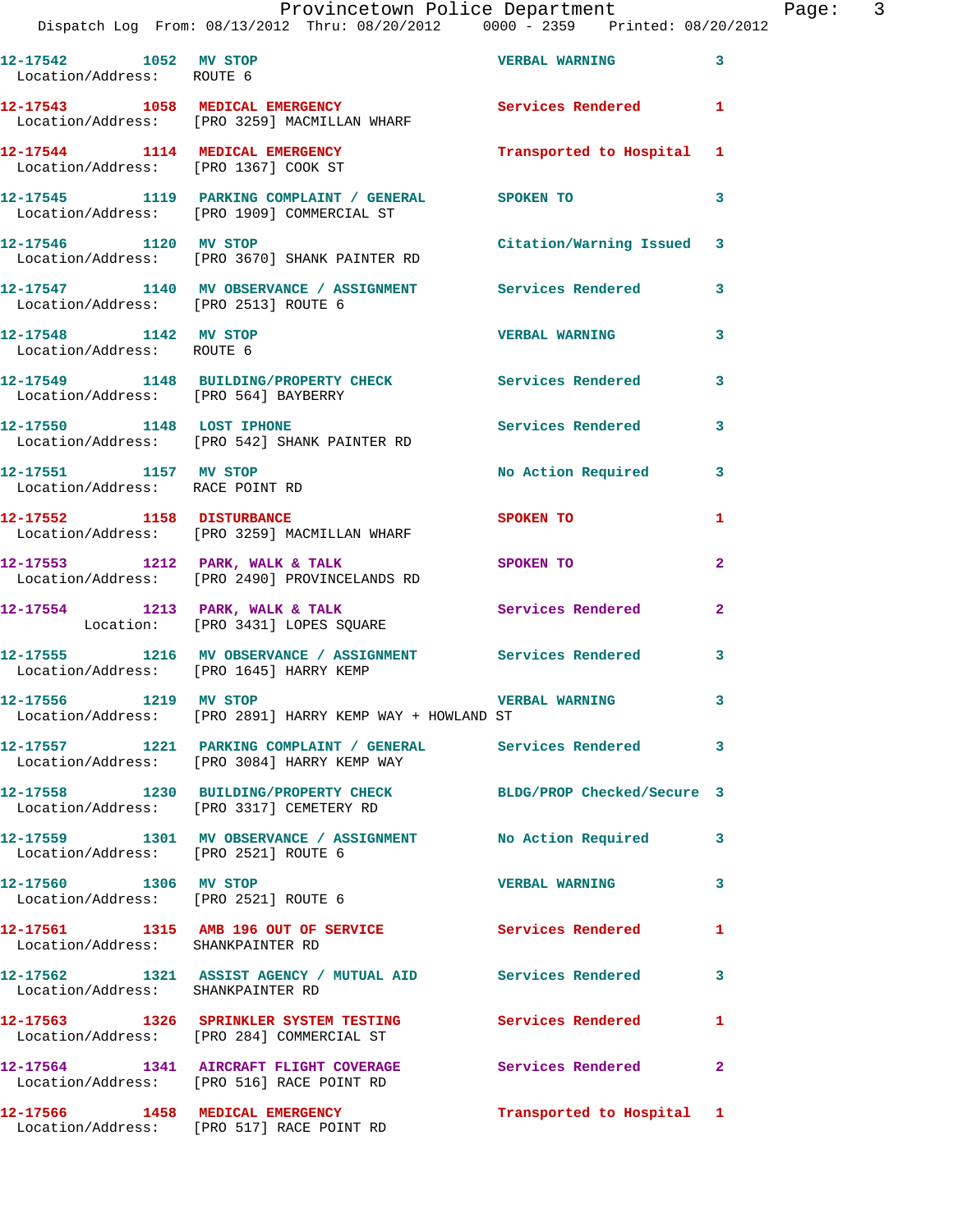12-17542 1052 MV STOP VERBAL WARNING 3
Location/Address: ROUTE 6

12-17543 1058 MEDICAL EMERGENCY Services Rendered 1
Location/Address: [PRO 3259] MACMILLAN WHARF

12-17544 1114 MEDICAL EMERGENCY Transported to Hospital 1
Location/Address: [PRO 1367] COOK ST

12-17545 1119 PARKING COMPLAINT / GENERAL SPOKEN TO 3
Location/Address: [PRO 1909] COMMERCIAL ST

12-17546 1120 MV STOP Citation/Warning Issued 3
Location/Address: [PRO 3670] SHANK PAINTER RD

12-17547 1140 MV OBSERVANCE / ASSIGNMENT Services Rendered 3
Location/Address: [PRO 2513] ROUTE 6

12-17548 1142 MV STOP VERBAL WARNING 3
Location/Address: ROUTE 6

12-17549 1148 BUILDING/PROPERTY CHECK Services Rendered 3
Location/Address: [PRO 564] BAYBERRY

12-17550 1148 LOST IPHONE Services Rendered 3
Location/Address: [PRO 542] SHANK PAINTER RD

12-17551 1157 MV STOP No Action Required 3
Location/Address: RACE POINT RD

12-17552 1158 DISTURBANCE SPOKEN TO 1
Location/Address: [PRO 3259] MACMILLAN WHARF

12-17553 1212 PARK, WALK & TALK SPOKEN TO 2
Location/Address: [PRO 2490] PROVINCELANDS RD

12-17554 1213 PARK, WALK & TALK Services Rendered 2
Location: [PRO 3431] LOPES SQUARE

12-17555 1216 MV OBSERVANCE / ASSIGNMENT Services Rendered 3
Location/Address: [PRO 1645] HARRY KEMP

12-17556 1219 MV STOP VERBAL WARNING 3
Location/Address: [PRO 2891] HARRY KEMP WAY + HOWLAND ST

12-17557 1221 PARKING COMPLAINT / GENERAL Services Rendered 3
Location/Address: [PRO 3084] HARRY KEMP WAY

12-17558 1230 BUILDING/PROPERTY CHECK BLDG/PROP Checked/Secure 3
Location/Address: [PRO 3317] CEMETERY RD

12-17559 1301 MV OBSERVANCE / ASSIGNMENT No Action Required 3
Location/Address: [PRO 2521] ROUTE 6

12-17560 1306 MV STOP VERBAL WARNING 3
Location/Address: [PRO 2521] ROUTE 6

12-17561 1315 AMB 196 OUT OF SERVICE Services Rendered 1
Location/Address: SHANKPAINTER RD

12-17562 1321 ASSIST AGENCY / MUTUAL AID Services Rendered 3
Location/Address: SHANKPAINTER RD

12-17563 1326 SPRINKLER SYSTEM TESTING Services Rendered 1
Location/Address: [PRO 284] COMMERCIAL ST

12-17564 1341 AIRCRAFT FLIGHT COVERAGE Services Rendered 2
Location/Address: [PRO 516] RACE POINT RD

12-17566 1458 MEDICAL EMERGENCY Transported to Hospital 1
Location/Address: [PRO 517] RACE POINT RD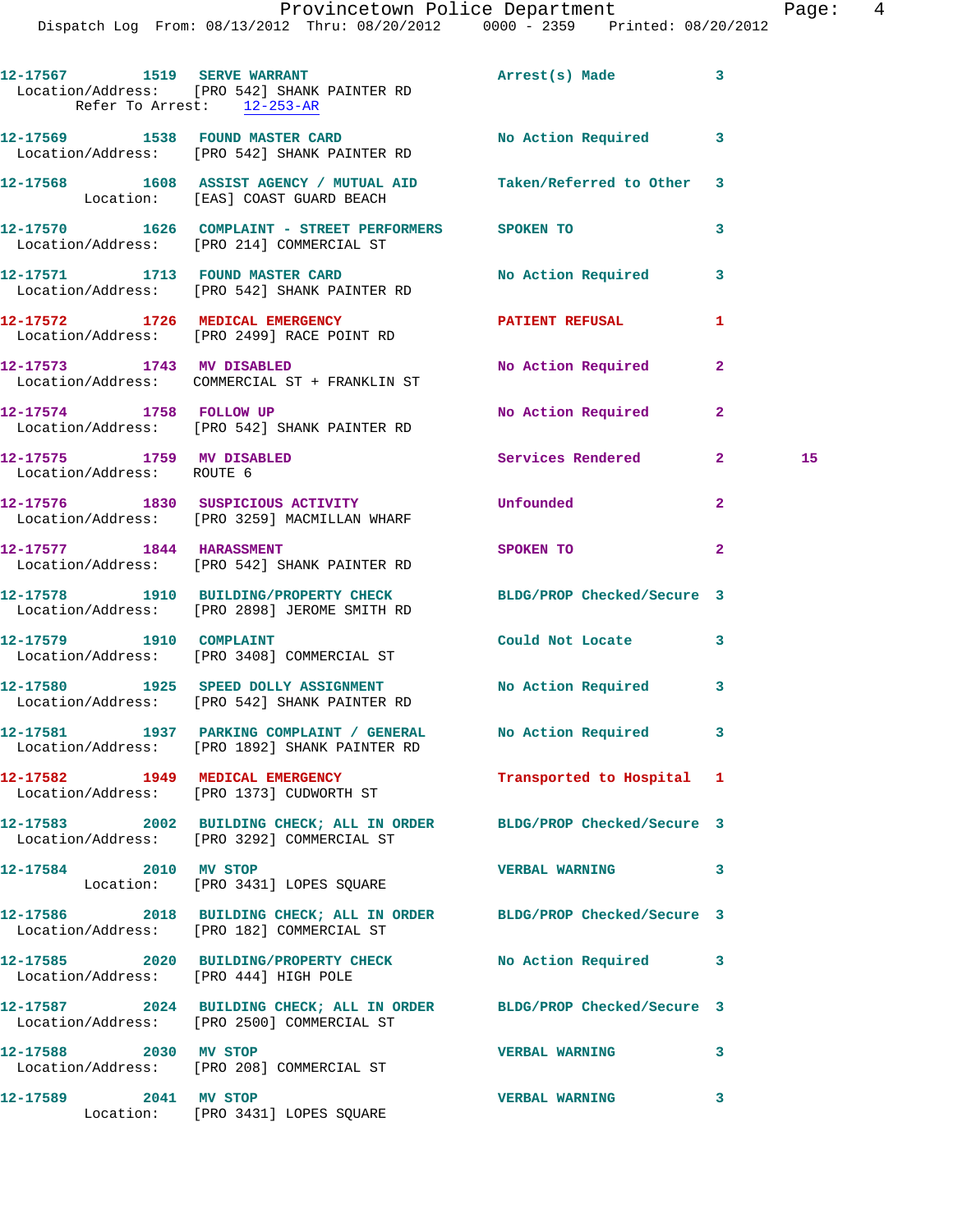| Call Number | Time | Call Reason | Action | Priority | |
|---|---|---|---|---|---|
| 12-17567 | 1519 | SERVE WARRANT | Arrest(s) Made | 3 | |
| Location/Address: [PRO 542] SHANK PAINTER RD | | | | | |
| Refer To Arrest: 12-253-AR | | | | | |
| 12-17569 | 1538 | FOUND MASTER CARD | No Action Required | 3 | |
| Location/Address: [PRO 542] SHANK PAINTER RD | | | | | |
| 12-17568 | 1608 | ASSIST AGENCY / MUTUAL AID | Taken/Referred to Other | 3 | |
| Location: [EAS] COAST GUARD BEACH | | | | | |
| 12-17570 | 1626 | COMPLAINT - STREET PERFORMERS | SPOKEN TO | 3 | |
| Location/Address: [PRO 214] COMMERCIAL ST | | | | | |
| 12-17571 | 1713 | FOUND MASTER CARD | No Action Required | 3 | |
| Location/Address: [PRO 542] SHANK PAINTER RD | | | | | |
| 12-17572 | 1726 | MEDICAL EMERGENCY | PATIENT REFUSAL | 1 | |
| Location/Address: [PRO 2499] RACE POINT RD | | | | | |
| 12-17573 | 1743 | MV DISABLED | No Action Required | 2 | |
| Location/Address: COMMERCIAL ST + FRANKLIN ST | | | | | |
| 12-17574 | 1758 | FOLLOW UP | No Action Required | 2 | |
| Location/Address: [PRO 542] SHANK PAINTER RD | | | | | |
| 12-17575 | 1759 | MV DISABLED | Services Rendered | 2 | 15 |
| Location/Address: ROUTE 6 | | | | | |
| 12-17576 | 1830 | SUSPICIOUS ACTIVITY | Unfounded | 2 | |
| Location/Address: [PRO 3259] MACMILLAN WHARF | | | | | |
| 12-17577 | 1844 | HARASSMENT | SPOKEN TO | 2 | |
| Location/Address: [PRO 542] SHANK PAINTER RD | | | | | |
| 12-17578 | 1910 | BUILDING/PROPERTY CHECK | BLDG/PROP Checked/Secure | 3 | |
| Location/Address: [PRO 2898] JEROME SMITH RD | | | | | |
| 12-17579 | 1910 | COMPLAINT | Could Not Locate | 3 | |
| Location/Address: [PRO 3408] COMMERCIAL ST | | | | | |
| 12-17580 | 1925 | SPEED DOLLY ASSIGNMENT | No Action Required | 3 | |
| Location/Address: [PRO 542] SHANK PAINTER RD | | | | | |
| 12-17581 | 1937 | PARKING COMPLAINT / GENERAL | No Action Required | 3 | |
| Location/Address: [PRO 1892] SHANK PAINTER RD | | | | | |
| 12-17582 | 1949 | MEDICAL EMERGENCY | Transported to Hospital | 1 | |
| Location/Address: [PRO 1373] CUDWORTH ST | | | | | |
| 12-17583 | 2002 | BUILDING CHECK; ALL IN ORDER | BLDG/PROP Checked/Secure | 3 | |
| Location/Address: [PRO 3292] COMMERCIAL ST | | | | | |
| 12-17584 | 2010 | MV STOP | VERBAL WARNING | 3 | |
| Location: [PRO 3431] LOPES SQUARE | | | | | |
| 12-17586 | 2018 | BUILDING CHECK; ALL IN ORDER | BLDG/PROP Checked/Secure | 3 | |
| Location/Address: [PRO 182] COMMERCIAL ST | | | | | |
| 12-17585 | 2020 | BUILDING/PROPERTY CHECK | No Action Required | 3 | |
| Location/Address: [PRO 444] HIGH POLE | | | | | |
| 12-17587 | 2024 | BUILDING CHECK; ALL IN ORDER | BLDG/PROP Checked/Secure | 3 | |
| Location/Address: [PRO 2500] COMMERCIAL ST | | | | | |
| 12-17588 | 2030 | MV STOP | VERBAL WARNING | 3 | |
| Location/Address: [PRO 208] COMMERCIAL ST | | | | | |
| 12-17589 | 2041 | MV STOP | VERBAL WARNING | 3 | |
| Location: [PRO 3431] LOPES SQUARE | | | | | |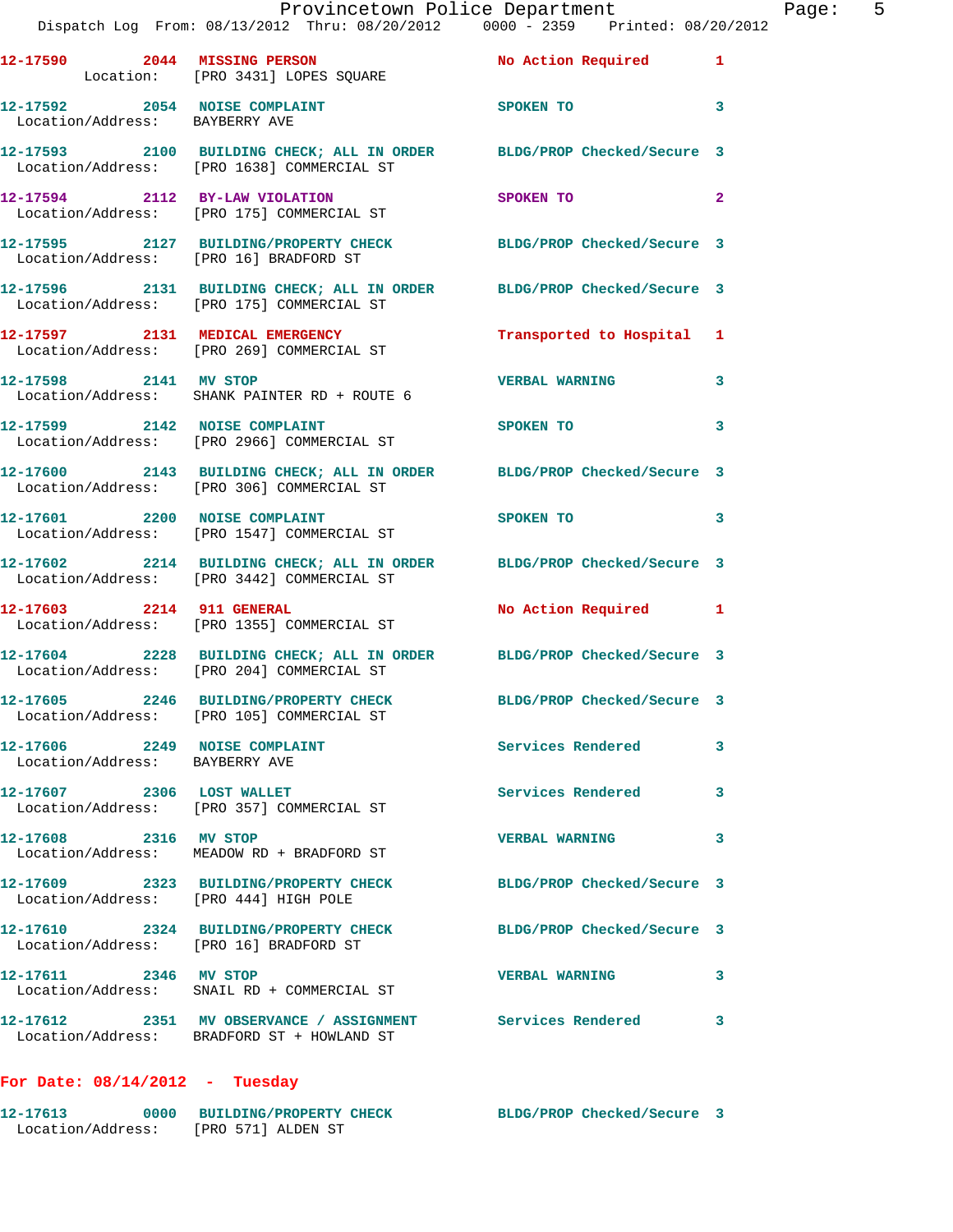12-17590 2044 MISSING PERSON No Action Required 1
Location: [PRO 3431] LOPES SQUARE

12-17592 2054 NOISE COMPLAINT SPOKEN TO 3
Location/Address: BAYBERRY AVE

12-17593 2100 BUILDING CHECK; ALL IN ORDER BLDG/PROP Checked/Secure 3
Location/Address: [PRO 1638] COMMERCIAL ST

12-17594 2112 BY-LAW VIOLATION SPOKEN TO 2
Location/Address: [PRO 175] COMMERCIAL ST

12-17595 2127 BUILDING/PROPERTY CHECK BLDG/PROP Checked/Secure 3
Location/Address: [PRO 16] BRADFORD ST

12-17596 2131 BUILDING CHECK; ALL IN ORDER BLDG/PROP Checked/Secure 3
Location/Address: [PRO 175] COMMERCIAL ST

12-17597 2131 MEDICAL EMERGENCY Transported to Hospital 1
Location/Address: [PRO 269] COMMERCIAL ST

12-17598 2141 MV STOP VERBAL WARNING 3
Location/Address: SHANK PAINTER RD + ROUTE 6

12-17599 2142 NOISE COMPLAINT SPOKEN TO 3
Location/Address: [PRO 2966] COMMERCIAL ST

12-17600 2143 BUILDING CHECK; ALL IN ORDER BLDG/PROP Checked/Secure 3
Location/Address: [PRO 306] COMMERCIAL ST

12-17601 2200 NOISE COMPLAINT SPOKEN TO 3
Location/Address: [PRO 1547] COMMERCIAL ST

12-17602 2214 BUILDING CHECK; ALL IN ORDER BLDG/PROP Checked/Secure 3
Location/Address: [PRO 3442] COMMERCIAL ST

12-17603 2214 911 GENERAL No Action Required 1
Location/Address: [PRO 1355] COMMERCIAL ST

12-17604 2228 BUILDING CHECK; ALL IN ORDER BLDG/PROP Checked/Secure 3
Location/Address: [PRO 204] COMMERCIAL ST

12-17605 2246 BUILDING/PROPERTY CHECK BLDG/PROP Checked/Secure 3
Location/Address: [PRO 105] COMMERCIAL ST

12-17606 2249 NOISE COMPLAINT Services Rendered 3
Location/Address: BAYBERRY AVE

12-17607 2306 LOST WALLET Services Rendered 3
Location/Address: [PRO 357] COMMERCIAL ST

12-17608 2316 MV STOP VERBAL WARNING 3
Location/Address: MEADOW RD + BRADFORD ST

12-17609 2323 BUILDING/PROPERTY CHECK BLDG/PROP Checked/Secure 3
Location/Address: [PRO 444] HIGH POLE

12-17610 2324 BUILDING/PROPERTY CHECK BLDG/PROP Checked/Secure 3
Location/Address: [PRO 16] BRADFORD ST

12-17611 2346 MV STOP VERBAL WARNING 3
Location/Address: SNAIL RD + COMMERCIAL ST

12-17612 2351 MV OBSERVANCE / ASSIGNMENT Services Rendered 3
Location/Address: BRADFORD ST + HOWLAND ST

**For Date: 08/14/2012 - Tuesday**

12-17613 0000 BUILDING/PROPERTY CHECK BLDG/PROP Checked/Secure 3
Location/Address: [PRO 571] ALDEN ST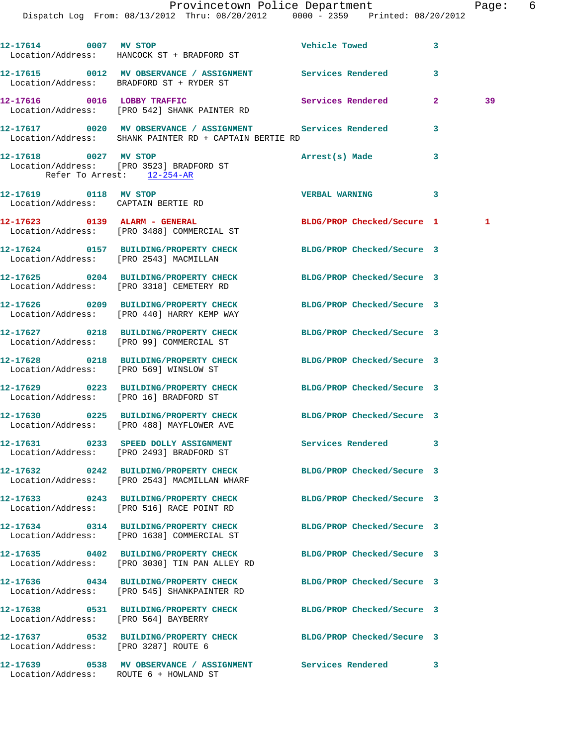12-17614 0007 MV STOP Vehicle Towed 3
Location/Address: HANCOCK ST + BRADFORD ST

12-17615 0012 MV OBSERVANCE / ASSIGNMENT Services Rendered 3
Location/Address: BRADFORD ST + RYDER ST

12-17616 0016 LOBBY TRAFFIC Services Rendered 2 39
Location/Address: [PRO 542] SHANK PAINTER RD

12-17617 0020 MV OBSERVANCE / ASSIGNMENT Services Rendered 3
Location/Address: SHANK PAINTER RD + CAPTAIN BERTIE RD

12-17618 0027 MV STOP Arrest(s) Made 3
Location/Address: [PRO 3523] BRADFORD ST
Refer To Arrest: 12-254-AR

12-17619 0118 MV STOP VERBAL WARNING 3
Location/Address: CAPTAIN BERTIE RD

12-17623 0139 ALARM - GENERAL BLDG/PROP Checked/Secure 1 1
Location/Address: [PRO 3488] COMMERCIAL ST

12-17624 0157 BUILDING/PROPERTY CHECK BLDG/PROP Checked/Secure 3
Location/Address: [PRO 2543] MACMILLAN

12-17625 0204 BUILDING/PROPERTY CHECK BLDG/PROP Checked/Secure 3
Location/Address: [PRO 3318] CEMETERY RD

12-17626 0209 BUILDING/PROPERTY CHECK BLDG/PROP Checked/Secure 3
Location/Address: [PRO 440] HARRY KEMP WAY

12-17627 0218 BUILDING/PROPERTY CHECK BLDG/PROP Checked/Secure 3
Location/Address: [PRO 99] COMMERCIAL ST

12-17628 0218 BUILDING/PROPERTY CHECK BLDG/PROP Checked/Secure 3
Location/Address: [PRO 569] WINSLOW ST

12-17629 0223 BUILDING/PROPERTY CHECK BLDG/PROP Checked/Secure 3
Location/Address: [PRO 16] BRADFORD ST

12-17630 0225 BUILDING/PROPERTY CHECK BLDG/PROP Checked/Secure 3
Location/Address: [PRO 488] MAYFLOWER AVE

12-17631 0233 SPEED DOLLY ASSIGNMENT Services Rendered 3
Location/Address: [PRO 2493] BRADFORD ST

12-17632 0242 BUILDING/PROPERTY CHECK BLDG/PROP Checked/Secure 3
Location/Address: [PRO 2543] MACMILLAN WHARF

12-17633 0243 BUILDING/PROPERTY CHECK BLDG/PROP Checked/Secure 3
Location/Address: [PRO 516] RACE POINT RD

12-17634 0314 BUILDING/PROPERTY CHECK BLDG/PROP Checked/Secure 3
Location/Address: [PRO 1638] COMMERCIAL ST

12-17635 0402 BUILDING/PROPERTY CHECK BLDG/PROP Checked/Secure 3
Location/Address: [PRO 3030] TIN PAN ALLEY RD

12-17636 0434 BUILDING/PROPERTY CHECK BLDG/PROP Checked/Secure 3
Location/Address: [PRO 545] SHANKPAINTER RD

12-17638 0531 BUILDING/PROPERTY CHECK BLDG/PROP Checked/Secure 3
Location/Address: [PRO 564] BAYBERRY

12-17637 0532 BUILDING/PROPERTY CHECK BLDG/PROP Checked/Secure 3
Location/Address: [PRO 3287] ROUTE 6

12-17639 0538 MV OBSERVANCE / ASSIGNMENT Services Rendered 3
Location/Address: ROUTE 6 + HOWLAND ST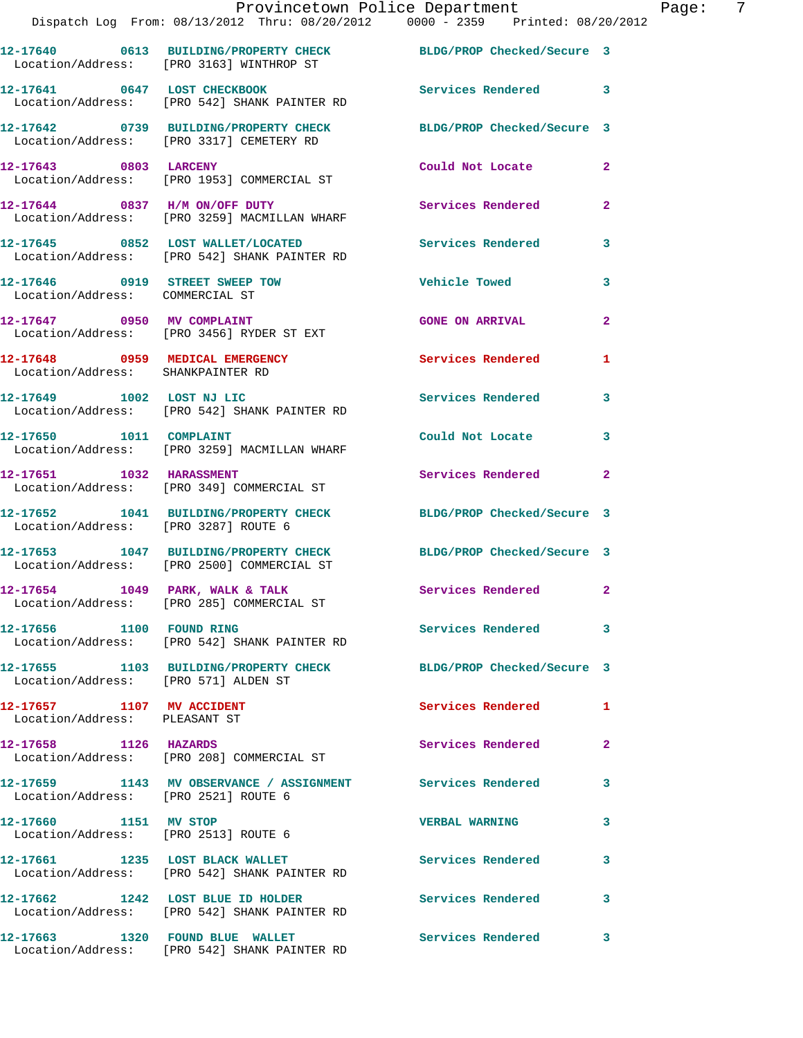12-17640 0613 BUILDING/PROPERTY CHECK BLDG/PROP Checked/Secure 3
Location/Address: [PRO 3163] WINTHROP ST

12-17641 0647 LOST CHECKBOOK Services Rendered 3
Location/Address: [PRO 542] SHANK PAINTER RD

12-17642 0739 BUILDING/PROPERTY CHECK BLDG/PROP Checked/Secure 3
Location/Address: [PRO 3317] CEMETERY RD

12-17643 0803 LARCENY Could Not Locate 2
Location/Address: [PRO 1953] COMMERCIAL ST

12-17644 0837 H/M ON/OFF DUTY Services Rendered 2
Location/Address: [PRO 3259] MACMILLAN WHARF

12-17645 0852 LOST WALLET/LOCATED Services Rendered 3
Location/Address: [PRO 542] SHANK PAINTER RD

12-17646 0919 STREET SWEEP TOW Vehicle Towed 3
Location/Address: COMMERCIAL ST

12-17647 0950 MV COMPLAINT GONE ON ARRIVAL 2
Location/Address: [PRO 3456] RYDER ST EXT

12-17648 0959 MEDICAL EMERGENCY Services Rendered 1
Location/Address: SHANKPAINTER RD

12-17649 1002 LOST NJ LIC Services Rendered 3
Location/Address: [PRO 542] SHANK PAINTER RD

12-17650 1011 COMPLAINT Could Not Locate 3
Location/Address: [PRO 3259] MACMILLAN WHARF

12-17651 1032 HARASSMENT Services Rendered 2
Location/Address: [PRO 349] COMMERCIAL ST

12-17652 1041 BUILDING/PROPERTY CHECK BLDG/PROP Checked/Secure 3
Location/Address: [PRO 3287] ROUTE 6

12-17653 1047 BUILDING/PROPERTY CHECK BLDG/PROP Checked/Secure 3
Location/Address: [PRO 2500] COMMERCIAL ST

12-17654 1049 PARK, WALK & TALK Services Rendered 2
Location/Address: [PRO 285] COMMERCIAL ST

12-17656 1100 FOUND RING Services Rendered 3
Location/Address: [PRO 542] SHANK PAINTER RD

12-17655 1103 BUILDING/PROPERTY CHECK BLDG/PROP Checked/Secure 3
Location/Address: [PRO 571] ALDEN ST

12-17657 1107 MV ACCIDENT Services Rendered 1
Location/Address: PLEASANT ST

12-17658 1126 HAZARDS Services Rendered 2
Location/Address: [PRO 208] COMMERCIAL ST

12-17659 1143 MV OBSERVANCE / ASSIGNMENT Services Rendered 3
Location/Address: [PRO 2521] ROUTE 6

12-17660 1151 MV STOP VERBAL WARNING 3
Location/Address: [PRO 2513] ROUTE 6

12-17661 1235 LOST BLACK WALLET Services Rendered 3
Location/Address: [PRO 542] SHANK PAINTER RD

12-17662 1242 LOST BLUE ID HOLDER Services Rendered 3
Location/Address: [PRO 542] SHANK PAINTER RD

12-17663 1320 FOUND BLUE WALLET Services Rendered 3
Location/Address: [PRO 542] SHANK PAINTER RD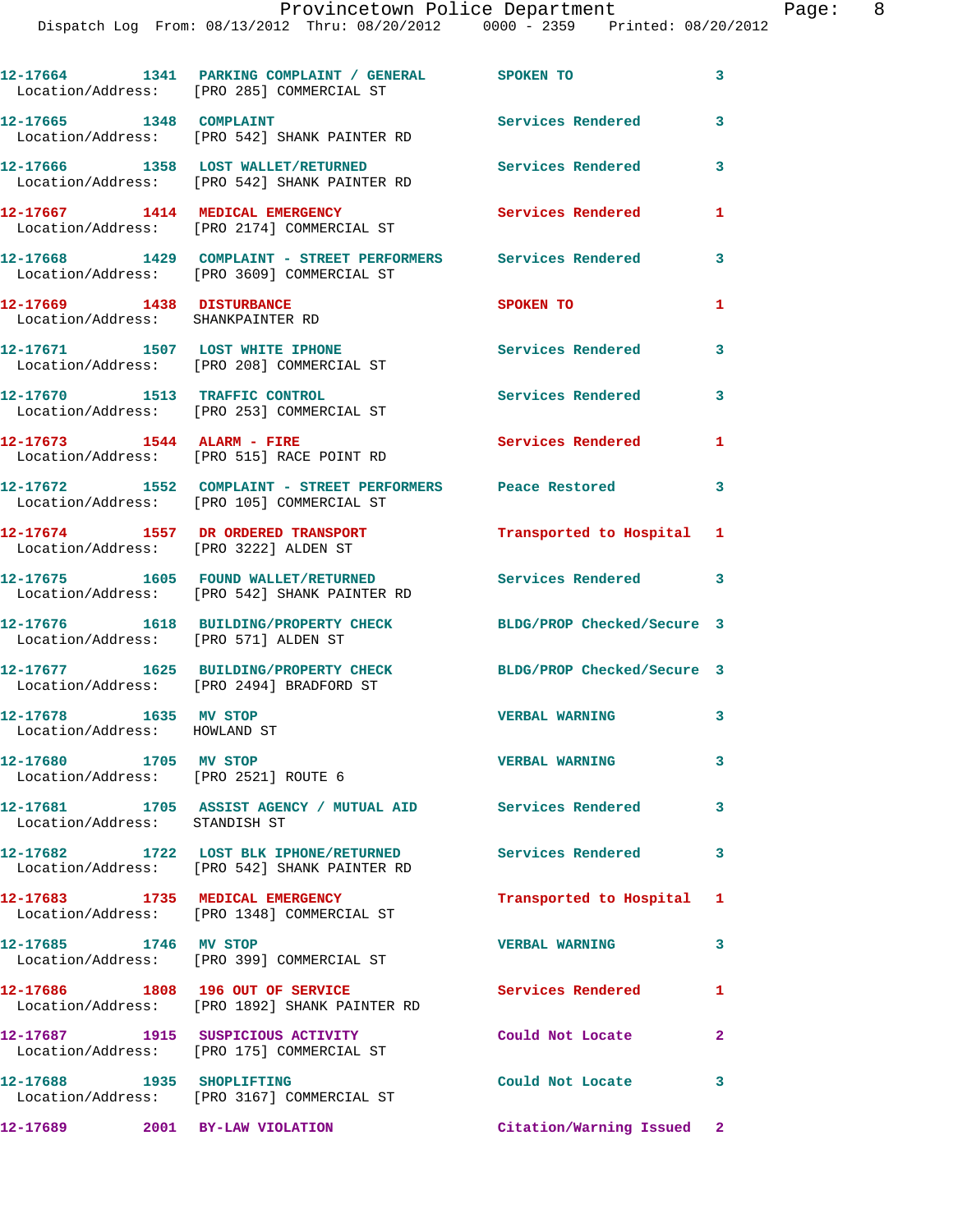| Call # | Time | Call Type | Disposition | Priority |
|---|---|---|---|---|
| 12-17664 | 1341 | PARKING COMPLAINT / GENERAL | SPOKEN TO | 3 |
| Location/Address: | | [PRO 285] COMMERCIAL ST | | |
| 12-17665 | 1348 | COMPLAINT | Services Rendered | 3 |
| Location/Address: | | [PRO 542] SHANK PAINTER RD | | |
| 12-17666 | 1358 | LOST WALLET/RETURNED | Services Rendered | 3 |
| Location/Address: | | [PRO 542] SHANK PAINTER RD | | |
| 12-17667 | 1414 | MEDICAL EMERGENCY | Services Rendered | 1 |
| Location/Address: | | [PRO 2174] COMMERCIAL ST | | |
| 12-17668 | 1429 | COMPLAINT - STREET PERFORMERS | Services Rendered | 3 |
| Location/Address: | | [PRO 3609] COMMERCIAL ST | | |
| 12-17669 | 1438 | DISTURBANCE | SPOKEN TO | 1 |
| Location/Address: | | SHANKPAINTER RD | | |
| 12-17671 | 1507 | LOST WHITE IPHONE | Services Rendered | 3 |
| Location/Address: | | [PRO 208] COMMERCIAL ST | | |
| 12-17670 | 1513 | TRAFFIC CONTROL | Services Rendered | 3 |
| Location/Address: | | [PRO 253] COMMERCIAL ST | | |
| 12-17673 | 1544 | ALARM - FIRE | Services Rendered | 1 |
| Location/Address: | | [PRO 515] RACE POINT RD | | |
| 12-17672 | 1552 | COMPLAINT - STREET PERFORMERS | Peace Restored | 3 |
| Location/Address: | | [PRO 105] COMMERCIAL ST | | |
| 12-17674 | 1557 | DR ORDERED TRANSPORT | Transported to Hospital | 1 |
| Location/Address: | | [PRO 3222] ALDEN ST | | |
| 12-17675 | 1605 | FOUND WALLET/RETURNED | Services Rendered | 3 |
| Location/Address: | | [PRO 542] SHANK PAINTER RD | | |
| 12-17676 | 1618 | BUILDING/PROPERTY CHECK | BLDG/PROP Checked/Secure | 3 |
| Location/Address: | | [PRO 571] ALDEN ST | | |
| 12-17677 | 1625 | BUILDING/PROPERTY CHECK | BLDG/PROP Checked/Secure | 3 |
| Location/Address: | | [PRO 2494] BRADFORD ST | | |
| 12-17678 | 1635 | MV STOP | VERBAL WARNING | 3 |
| Location/Address: | | HOWLAND ST | | |
| 12-17680 | 1705 | MV STOP | VERBAL WARNING | 3 |
| Location/Address: | | [PRO 2521] ROUTE 6 | | |
| 12-17681 | 1705 | ASSIST AGENCY / MUTUAL AID | Services Rendered | 3 |
| Location/Address: | | STANDISH ST | | |
| 12-17682 | 1722 | LOST BLK IPHONE/RETURNED | Services Rendered | 3 |
| Location/Address: | | [PRO 542] SHANK PAINTER RD | | |
| 12-17683 | 1735 | MEDICAL EMERGENCY | Transported to Hospital | 1 |
| Location/Address: | | [PRO 1348] COMMERCIAL ST | | |
| 12-17685 | 1746 | MV STOP | VERBAL WARNING | 3 |
| Location/Address: | | [PRO 399] COMMERCIAL ST | | |
| 12-17686 | 1808 | 196 OUT OF SERVICE | Services Rendered | 1 |
| Location/Address: | | [PRO 1892] SHANK PAINTER RD | | |
| 12-17687 | 1915 | SUSPICIOUS ACTIVITY | Could Not Locate | 2 |
| Location/Address: | | [PRO 175] COMMERCIAL ST | | |
| 12-17688 | 1935 | SHOPLIFTING | Could Not Locate | 3 |
| Location/Address: | | [PRO 3167] COMMERCIAL ST | | |
| 12-17689 | 2001 | BY-LAW VIOLATION | Citation/Warning Issued | 2 |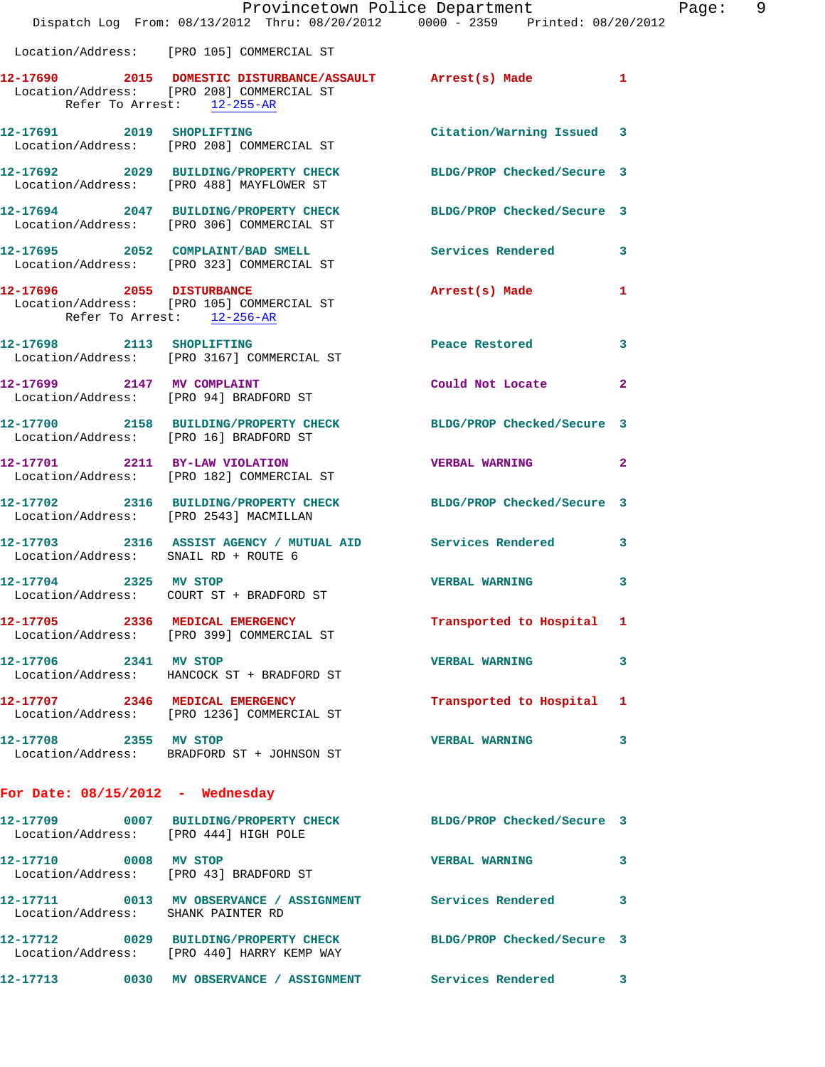Location/Address: [PRO 105] COMMERCIAL ST

**12-17690** 2015 **DOMESTIC DISTURBANCE/ASSAULT** **Arrest(s) Made** 1
Location/Address: [PRO 208] COMMERCIAL ST
Refer To Arrest: 12-255-AR

**12-17691** 2019 **SHOPLIFTING** **Citation/Warning Issued** 3
Location/Address: [PRO 208] COMMERCIAL ST

**12-17692** 2029 **BUILDING/PROPERTY CHECK** **BLDG/PROP Checked/Secure** 3
Location/Address: [PRO 488] MAYFLOWER ST

**12-17694** 2047 **BUILDING/PROPERTY CHECK** **BLDG/PROP Checked/Secure** 3
Location/Address: [PRO 306] COMMERCIAL ST

**12-17695** 2052 **COMPLAINT/BAD SMELL** **Services Rendered** 3
Location/Address: [PRO 323] COMMERCIAL ST

**12-17696** 2055 **DISTURBANCE** **Arrest(s) Made** 1
Location/Address: [PRO 105] COMMERCIAL ST
Refer To Arrest: 12-256-AR

**12-17698** 2113 **SHOPLIFTING** **Peace Restored** 3
Location/Address: [PRO 3167] COMMERCIAL ST

**12-17699** 2147 **MV COMPLAINT** **Could Not Locate** 2
Location/Address: [PRO 94] BRADFORD ST

**12-17700** 2158 **BUILDING/PROPERTY CHECK** **BLDG/PROP Checked/Secure** 3
Location/Address: [PRO 16] BRADFORD ST

**12-17701** 2211 **BY-LAW VIOLATION** **VERBAL WARNING** 2
Location/Address: [PRO 182] COMMERCIAL ST

**12-17702** 2316 **BUILDING/PROPERTY CHECK** **BLDG/PROP Checked/Secure** 3
Location/Address: [PRO 2543] MACMILLAN

**12-17703** 2316 **ASSIST AGENCY / MUTUAL AID** **Services Rendered** 3
Location/Address: SNAIL RD + ROUTE 6

**12-17704** 2325 **MV STOP** **VERBAL WARNING** 3
Location/Address: COURT ST + BRADFORD ST

**12-17705** 2336 **MEDICAL EMERGENCY** **Transported to Hospital** 1
Location/Address: [PRO 399] COMMERCIAL ST

**12-17706** 2341 **MV STOP** **VERBAL WARNING** 3
Location/Address: HANCOCK ST + BRADFORD ST

**12-17707** 2346 **MEDICAL EMERGENCY** **Transported to Hospital** 1
Location/Address: [PRO 1236] COMMERCIAL ST

**12-17708** 2355 **MV STOP** **VERBAL WARNING** 3
Location/Address: BRADFORD ST + JOHNSON ST

## For Date: 08/15/2012 - Wednesday

**12-17709** 0007 **BUILDING/PROPERTY CHECK** **BLDG/PROP Checked/Secure** 3
Location/Address: [PRO 444] HIGH POLE

**12-17710** 0008 **MV STOP** **VERBAL WARNING** 3
Location/Address: [PRO 43] BRADFORD ST

**12-17711** 0013 **MV OBSERVANCE / ASSIGNMENT** **Services Rendered** 3
Location/Address: SHANK PAINTER RD

**12-17712** 0029 **BUILDING/PROPERTY CHECK** **BLDG/PROP Checked/Secure** 3
Location/Address: [PRO 440] HARRY KEMP WAY

**12-17713** 0030 **MV OBSERVANCE / ASSIGNMENT** **Services Rendered** 3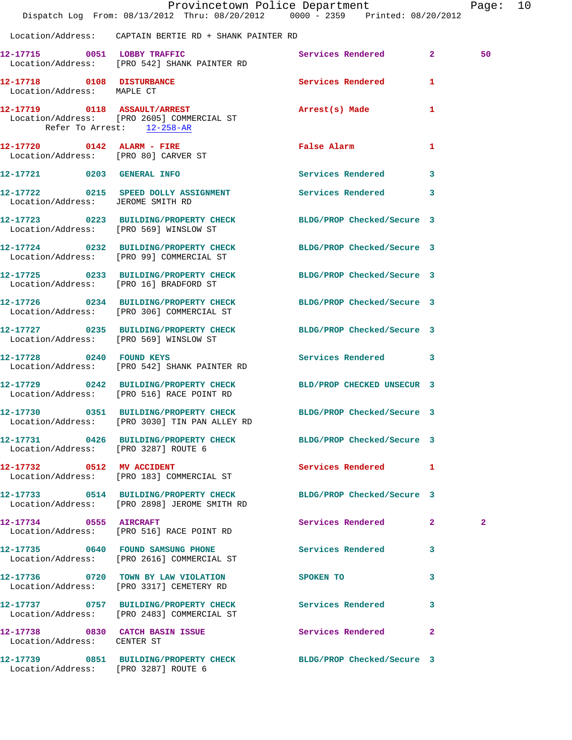Location/Address: CAPTAIN BERTIE RD + SHANK PAINTER RD

**12-17715** 0051 **LOBBY TRAFFIC** Services Rendered 2 50
Location/Address: [PRO 542] SHANK PAINTER RD

**12-17718** 0108 **DISTURBANCE** Services Rendered 1
Location/Address: MAPLE CT

**12-17719** 0118 **ASSAULT/ARREST** Arrest(s) Made 1
Location/Address: [PRO 2605] COMMERCIAL ST
Refer To Arrest: 12-258-AR

**12-17720** 0142 **ALARM - FIRE** False Alarm 1
Location/Address: [PRO 80] CARVER ST

**12-17721** 0203 **GENERAL INFO** Services Rendered 3

**12-17722** 0215 **SPEED DOLLY ASSIGNMENT** Services Rendered 3
Location/Address: JEROME SMITH RD

**12-17723** 0223 **BUILDING/PROPERTY CHECK** BLDG/PROP Checked/Secure 3
Location/Address: [PRO 569] WINSLOW ST

**12-17724** 0232 **BUILDING/PROPERTY CHECK** BLDG/PROP Checked/Secure 3
Location/Address: [PRO 99] COMMERCIAL ST

**12-17725** 0233 **BUILDING/PROPERTY CHECK** BLDG/PROP Checked/Secure 3
Location/Address: [PRO 16] BRADFORD ST

**12-17726** 0234 **BUILDING/PROPERTY CHECK** BLDG/PROP Checked/Secure 3
Location/Address: [PRO 306] COMMERCIAL ST

**12-17727** 0235 **BUILDING/PROPERTY CHECK** BLDG/PROP Checked/Secure 3
Location/Address: [PRO 569] WINSLOW ST

**12-17728** 0240 **FOUND KEYS** Services Rendered 3
Location/Address: [PRO 542] SHANK PAINTER RD

**12-17729** 0242 **BUILDING/PROPERTY CHECK** BLD/PROP CHECKED UNSECUR 3
Location/Address: [PRO 516] RACE POINT RD

**12-17730** 0351 **BUILDING/PROPERTY CHECK** BLDG/PROP Checked/Secure 3
Location/Address: [PRO 3030] TIN PAN ALLEY RD

**12-17731** 0426 **BUILDING/PROPERTY CHECK** BLDG/PROP Checked/Secure 3
Location/Address: [PRO 3287] ROUTE 6

**12-17732** 0512 **MV ACCIDENT** Services Rendered 1
Location/Address: [PRO 183] COMMERCIAL ST

**12-17733** 0514 **BUILDING/PROPERTY CHECK** BLDG/PROP Checked/Secure 3
Location/Address: [PRO 2898] JEROME SMITH RD

**12-17734** 0555 **AIRCRAFT** Services Rendered 2 2
Location/Address: [PRO 516] RACE POINT RD

**12-17735** 0640 **FOUND SAMSUNG PHONE** Services Rendered 3
Location/Address: [PRO 2616] COMMERCIAL ST

**12-17736** 0720 **TOWN BY LAW VIOLATION** SPOKEN TO 3
Location/Address: [PRO 3317] CEMETERY RD

**12-17737** 0757 **BUILDING/PROPERTY CHECK** Services Rendered 3
Location/Address: [PRO 2483] COMMERCIAL ST

**12-17738** 0830 **CATCH BASIN ISSUE** Services Rendered 2
Location/Address: CENTER ST

**12-17739** 0851 **BUILDING/PROPERTY CHECK** BLDG/PROP Checked/Secure 3
Location/Address: [PRO 3287] ROUTE 6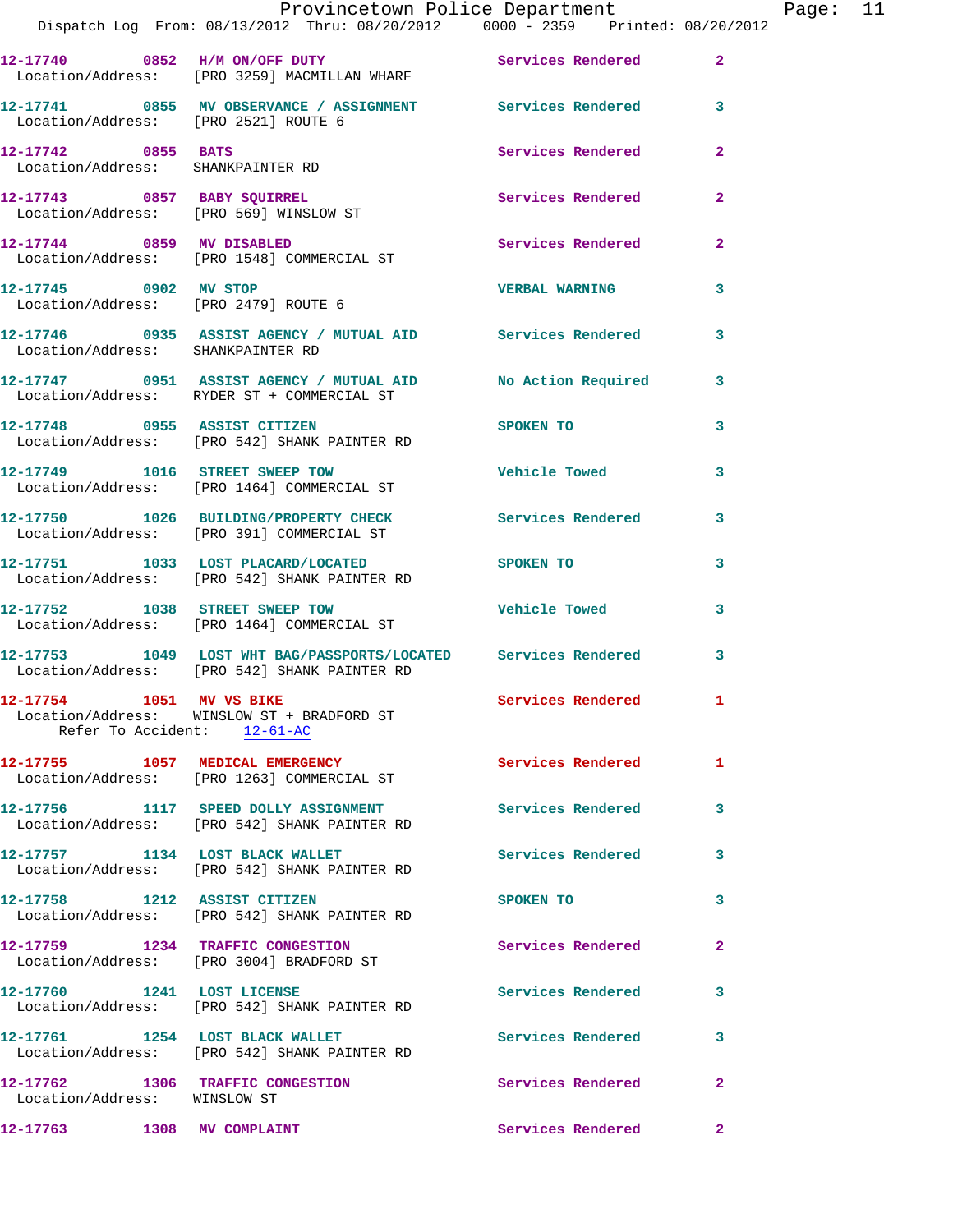12-17740 0852 H/M ON/OFF DUTY Services Rendered 2
Location/Address: [PRO 3259] MACMILLAN WHARF

12-17741 0855 MV OBSERVANCE / ASSIGNMENT Services Rendered 3
Location/Address: [PRO 2521] ROUTE 6

12-17742 0855 BATS Services Rendered 2
Location/Address: SHANKPAINTER RD

12-17743 0857 BABY SQUIRREL Services Rendered 2
Location/Address: [PRO 569] WINSLOW ST

12-17744 0859 MV DISABLED Services Rendered 2
Location/Address: [PRO 1548] COMMERCIAL ST

12-17745 0902 MV STOP VERBAL WARNING 3
Location/Address: [PRO 2479] ROUTE 6

12-17746 0935 ASSIST AGENCY / MUTUAL AID Services Rendered 3
Location/Address: SHANKPAINTER RD

12-17747 0951 ASSIST AGENCY / MUTUAL AID No Action Required 3
Location/Address: RYDER ST + COMMERCIAL ST

12-17748 0955 ASSIST CITIZEN SPOKEN TO 3
Location/Address: [PRO 542] SHANK PAINTER RD

12-17749 1016 STREET SWEEP TOW Vehicle Towed 3
Location/Address: [PRO 1464] COMMERCIAL ST

12-17750 1026 BUILDING/PROPERTY CHECK Services Rendered 3
Location/Address: [PRO 391] COMMERCIAL ST

12-17751 1033 LOST PLACARD/LOCATED SPOKEN TO 3
Location/Address: [PRO 542] SHANK PAINTER RD

12-17752 1038 STREET SWEEP TOW Vehicle Towed 3
Location/Address: [PRO 1464] COMMERCIAL ST

12-17753 1049 LOST WHT BAG/PASSPORTS/LOCATED Services Rendered 3
Location/Address: [PRO 542] SHANK PAINTER RD

12-17754 1051 MV VS BIKE Services Rendered 1
Location/Address: WINSLOW ST + BRADFORD ST
Refer To Accident: 12-61-AC

12-17755 1057 MEDICAL EMERGENCY Services Rendered 1
Location/Address: [PRO 1263] COMMERCIAL ST

12-17756 1117 SPEED DOLLY ASSIGNMENT Services Rendered 3
Location/Address: [PRO 542] SHANK PAINTER RD

12-17757 1134 LOST BLACK WALLET Services Rendered 3
Location/Address: [PRO 542] SHANK PAINTER RD

12-17758 1212 ASSIST CITIZEN SPOKEN TO 3
Location/Address: [PRO 542] SHANK PAINTER RD

12-17759 1234 TRAFFIC CONGESTION Services Rendered 2
Location/Address: [PRO 3004] BRADFORD ST

12-17760 1241 LOST LICENSE Services Rendered 3
Location/Address: [PRO 542] SHANK PAINTER RD

12-17761 1254 LOST BLACK WALLET Services Rendered 3
Location/Address: [PRO 542] SHANK PAINTER RD

12-17762 1306 TRAFFIC CONGESTION Services Rendered 2
Location/Address: WINSLOW ST

12-17763 1308 MV COMPLAINT Services Rendered 2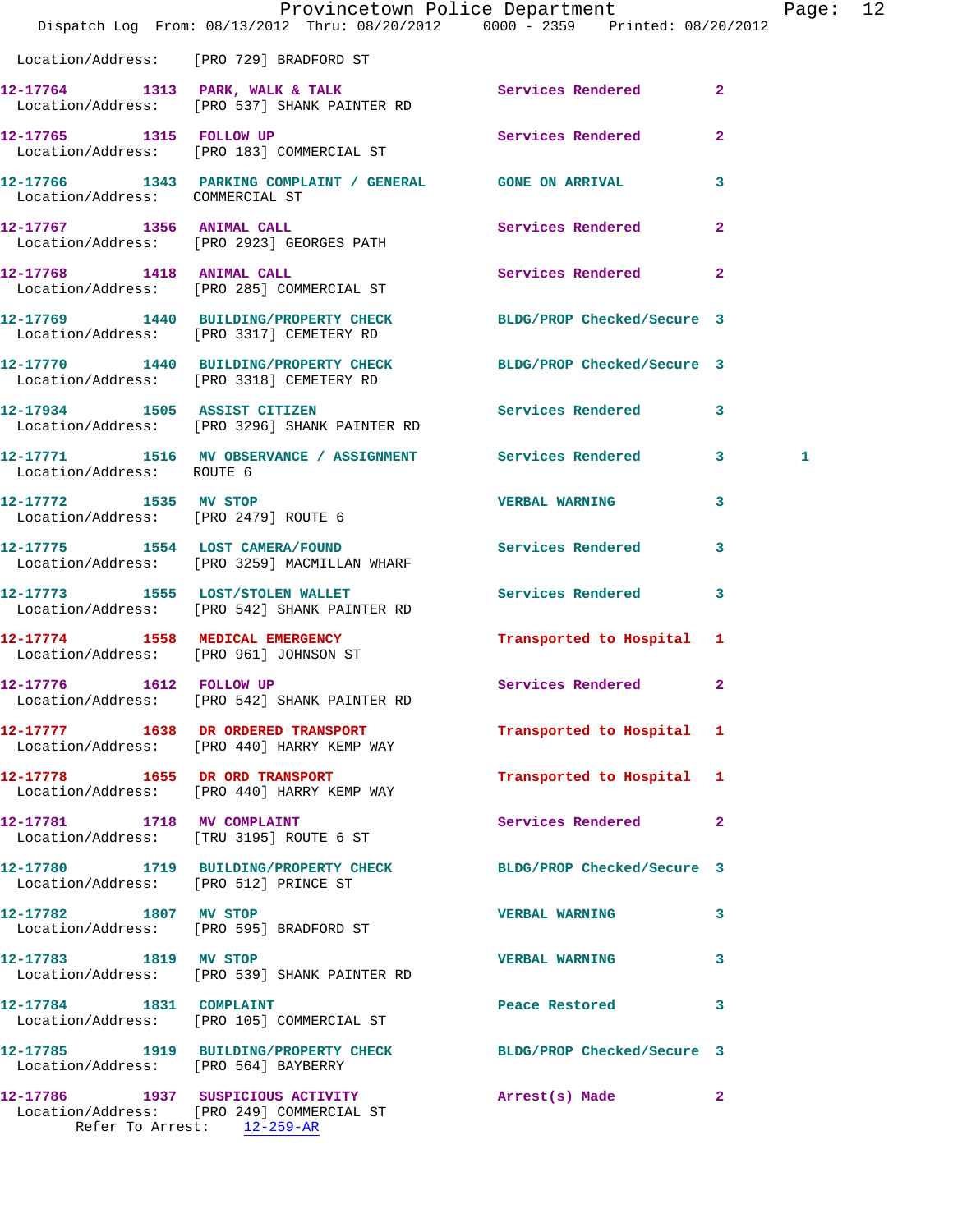Location/Address: [PRO 729] BRADFORD ST

12-17764 1313 PARK, WALK & TALK Services Rendered 2
Location/Address: [PRO 537] SHANK PAINTER RD

12-17765 1315 FOLLOW UP Services Rendered 2
Location/Address: [PRO 183] COMMERCIAL ST

12-17766 1343 PARKING COMPLAINT / GENERAL GONE ON ARRIVAL 3
Location/Address: COMMERCIAL ST

12-17767 1356 ANIMAL CALL Services Rendered 2
Location/Address: [PRO 2923] GEORGES PATH

12-17768 1418 ANIMAL CALL Services Rendered 2
Location/Address: [PRO 285] COMMERCIAL ST

12-17769 1440 BUILDING/PROPERTY CHECK BLDG/PROP Checked/Secure 3
Location/Address: [PRO 3317] CEMETERY RD

12-17770 1440 BUILDING/PROPERTY CHECK BLDG/PROP Checked/Secure 3
Location/Address: [PRO 3318] CEMETERY RD

12-17934 1505 ASSIST CITIZEN Services Rendered 3
Location/Address: [PRO 3296] SHANK PAINTER RD

12-17771 1516 MV OBSERVANCE / ASSIGNMENT Services Rendered 3 1
Location/Address: ROUTE 6

12-17772 1535 MV STOP VERBAL WARNING 3
Location/Address: [PRO 2479] ROUTE 6

12-17775 1554 LOST CAMERA/FOUND Services Rendered 3
Location/Address: [PRO 3259] MACMILLAN WHARF

12-17773 1555 LOST/STOLEN WALLET Services Rendered 3
Location/Address: [PRO 542] SHANK PAINTER RD

12-17774 1558 MEDICAL EMERGENCY Transported to Hospital 1
Location/Address: [PRO 961] JOHNSON ST

12-17776 1612 FOLLOW UP Services Rendered 2
Location/Address: [PRO 542] SHANK PAINTER RD

12-17777 1638 DR ORDERED TRANSPORT Transported to Hospital 1
Location/Address: [PRO 440] HARRY KEMP WAY

12-17778 1655 DR ORD TRANSPORT Transported to Hospital 1
Location/Address: [PRO 440] HARRY KEMP WAY

12-17781 1718 MV COMPLAINT Services Rendered 2
Location/Address: [TRU 3195] ROUTE 6 ST

12-17780 1719 BUILDING/PROPERTY CHECK BLDG/PROP Checked/Secure 3
Location/Address: [PRO 512] PRINCE ST

12-17782 1807 MV STOP VERBAL WARNING 3
Location/Address: [PRO 595] BRADFORD ST

12-17783 1819 MV STOP VERBAL WARNING 3
Location/Address: [PRO 539] SHANK PAINTER RD

12-17784 1831 COMPLAINT Peace Restored 3
Location/Address: [PRO 105] COMMERCIAL ST

12-17785 1919 BUILDING/PROPERTY CHECK BLDG/PROP Checked/Secure 3
Location/Address: [PRO 564] BAYBERRY

12-17786 1937 SUSPICIOUS ACTIVITY Arrest(s) Made 2
Location/Address: [PRO 249] COMMERCIAL ST
Refer To Arrest: 12-259-AR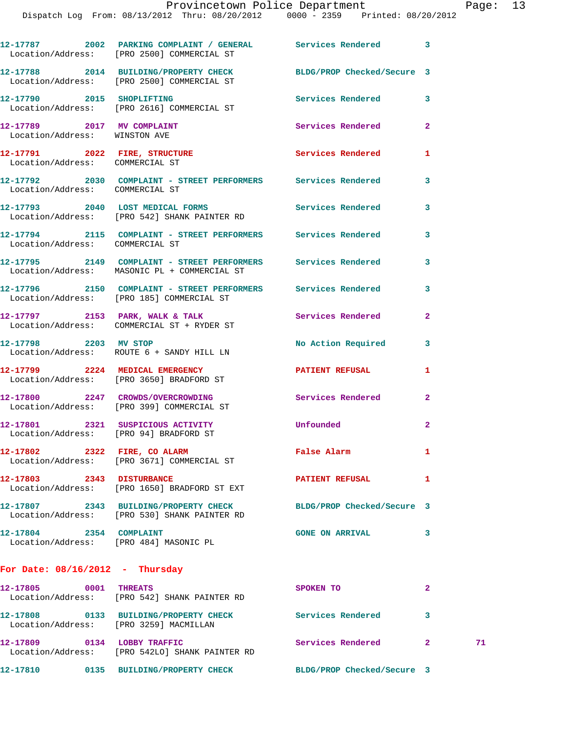12-17787 2002 PARKING COMPLAINT / GENERAL Services Rendered 3
Location/Address: [PRO 2500] COMMERCIAL ST

12-17788 2014 BUILDING/PROPERTY CHECK BLDG/PROP Checked/Secure 3
Location/Address: [PRO 2500] COMMERCIAL ST

12-17790 2015 SHOPLIFTING Services Rendered 3
Location/Address: [PRO 2616] COMMERCIAL ST

12-17789 2017 MV COMPLAINT Services Rendered 2
Location/Address: WINSTON AVE

12-17791 2022 FIRE, STRUCTURE Services Rendered 1
Location/Address: COMMERCIAL ST

12-17792 2030 COMPLAINT - STREET PERFORMERS Services Rendered 3
Location/Address: COMMERCIAL ST

12-17793 2040 LOST MEDICAL FORMS Services Rendered 3
Location/Address: [PRO 542] SHANK PAINTER RD

12-17794 2115 COMPLAINT - STREET PERFORMERS Services Rendered 3
Location/Address: COMMERCIAL ST

12-17795 2149 COMPLAINT - STREET PERFORMERS Services Rendered 3
Location/Address: MASONIC PL + COMMERCIAL ST

12-17796 2150 COMPLAINT - STREET PERFORMERS Services Rendered 3
Location/Address: [PRO 185] COMMERCIAL ST

12-17797 2153 PARK, WALK & TALK Services Rendered 2
Location/Address: COMMERCIAL ST + RYDER ST

12-17798 2203 MV STOP No Action Required 3
Location/Address: ROUTE 6 + SANDY HILL LN

12-17799 2224 MEDICAL EMERGENCY PATIENT REFUSAL 1
Location/Address: [PRO 3650] BRADFORD ST

12-17800 2247 CROWDS/OVERCROWDING Services Rendered 2
Location/Address: [PRO 399] COMMERCIAL ST

12-17801 2321 SUSPICIOUS ACTIVITY Unfounded 2
Location/Address: [PRO 94] BRADFORD ST

12-17802 2322 FIRE, CO ALARM False Alarm 1
Location/Address: [PRO 3671] COMMERCIAL ST

12-17803 2343 DISTURBANCE PATIENT REFUSAL 1
Location/Address: [PRO 1650] BRADFORD ST EXT

12-17807 2343 BUILDING/PROPERTY CHECK BLDG/PROP Checked/Secure 3
Location/Address: [PRO 530] SHANK PAINTER RD

12-17804 2354 COMPLAINT GONE ON ARRIVAL 3
Location/Address: [PRO 484] MASONIC PL

**For Date: 08/16/2012 - Thursday**

12-17805 0001 THREATS SPOKEN TO 2
Location/Address: [PRO 542] SHANK PAINTER RD

12-17808 0133 BUILDING/PROPERTY CHECK Services Rendered 3
Location/Address: [PRO 3259] MACMILLAN

12-17809 0134 LOBBY TRAFFIC Services Rendered 2 71
Location/Address: [PRO 542LO] SHANK PAINTER RD

12-17810 0135 BUILDING/PROPERTY CHECK BLDG/PROP Checked/Secure 3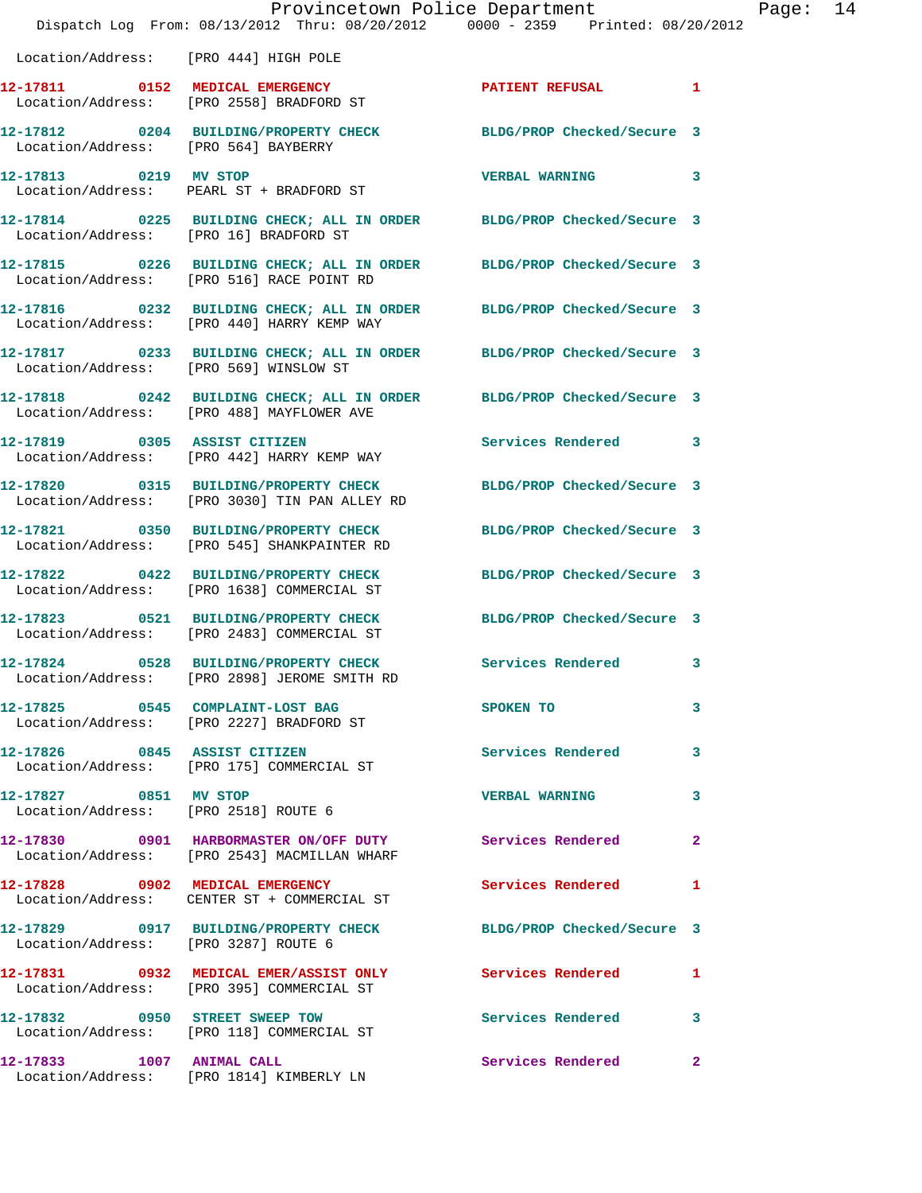Location/Address: [PRO 444] HIGH POLE

| Call # | Time | Call Reason | Action | Priority |
|---|---|---|---|---|
| 12-17811 | 0152 | MEDICAL EMERGENCY | PATIENT REFUSAL | 1 |
| | | Location/Address: [PRO 2558] BRADFORD ST | | |
| 12-17812 | 0204 | BUILDING/PROPERTY CHECK | BLDG/PROP Checked/Secure | 3 |
| | | Location/Address: [PRO 564] BAYBERRY | | |
| 12-17813 | 0219 | MV STOP | VERBAL WARNING | 3 |
| | | Location/Address: PEARL ST + BRADFORD ST | | |
| 12-17814 | 0225 | BUILDING CHECK; ALL IN ORDER | BLDG/PROP Checked/Secure | 3 |
| | | Location/Address: [PRO 16] BRADFORD ST | | |
| 12-17815 | 0226 | BUILDING CHECK; ALL IN ORDER | BLDG/PROP Checked/Secure | 3 |
| | | Location/Address: [PRO 516] RACE POINT RD | | |
| 12-17816 | 0232 | BUILDING CHECK; ALL IN ORDER | BLDG/PROP Checked/Secure | 3 |
| | | Location/Address: [PRO 440] HARRY KEMP WAY | | |
| 12-17817 | 0233 | BUILDING CHECK; ALL IN ORDER | BLDG/PROP Checked/Secure | 3 |
| | | Location/Address: [PRO 569] WINSLOW ST | | |
| 12-17818 | 0242 | BUILDING CHECK; ALL IN ORDER | BLDG/PROP Checked/Secure | 3 |
| | | Location/Address: [PRO 488] MAYFLOWER AVE | | |
| 12-17819 | 0305 | ASSIST CITIZEN | Services Rendered | 3 |
| | | Location/Address: [PRO 442] HARRY KEMP WAY | | |
| 12-17820 | 0315 | BUILDING/PROPERTY CHECK | BLDG/PROP Checked/Secure | 3 |
| | | Location/Address: [PRO 3030] TIN PAN ALLEY RD | | |
| 12-17821 | 0350 | BUILDING/PROPERTY CHECK | BLDG/PROP Checked/Secure | 3 |
| | | Location/Address: [PRO 545] SHANKPAINTER RD | | |
| 12-17822 | 0422 | BUILDING/PROPERTY CHECK | BLDG/PROP Checked/Secure | 3 |
| | | Location/Address: [PRO 1638] COMMERCIAL ST | | |
| 12-17823 | 0521 | BUILDING/PROPERTY CHECK | BLDG/PROP Checked/Secure | 3 |
| | | Location/Address: [PRO 2483] COMMERCIAL ST | | |
| 12-17824 | 0528 | BUILDING/PROPERTY CHECK | Services Rendered | 3 |
| | | Location/Address: [PRO 2898] JEROME SMITH RD | | |
| 12-17825 | 0545 | COMPLAINT-LOST BAG | SPOKEN TO | 3 |
| | | Location/Address: [PRO 2227] BRADFORD ST | | |
| 12-17826 | 0845 | ASSIST CITIZEN | Services Rendered | 3 |
| | | Location/Address: [PRO 175] COMMERCIAL ST | | |
| 12-17827 | 0851 | MV STOP | VERBAL WARNING | 3 |
| | | Location/Address: [PRO 2518] ROUTE 6 | | |
| 12-17830 | 0901 | HARBORMASTER ON/OFF DUTY | Services Rendered | 2 |
| | | Location/Address: [PRO 2543] MACMILLAN WHARF | | |
| 12-17828 | 0902 | MEDICAL EMERGENCY | Services Rendered | 1 |
| | | Location/Address: CENTER ST + COMMERCIAL ST | | |
| 12-17829 | 0917 | BUILDING/PROPERTY CHECK | BLDG/PROP Checked/Secure | 3 |
| | | Location/Address: [PRO 3287] ROUTE 6 | | |
| 12-17831 | 0932 | MEDICAL EMER/ASSIST ONLY | Services Rendered | 1 |
| | | Location/Address: [PRO 395] COMMERCIAL ST | | |
| 12-17832 | 0950 | STREET SWEEP TOW | Services Rendered | 3 |
| | | Location/Address: [PRO 118] COMMERCIAL ST | | |
| 12-17833 | 1007 | ANIMAL CALL | Services Rendered | 2 |
| | | Location/Address: [PRO 1814] KIMBERLY LN | | |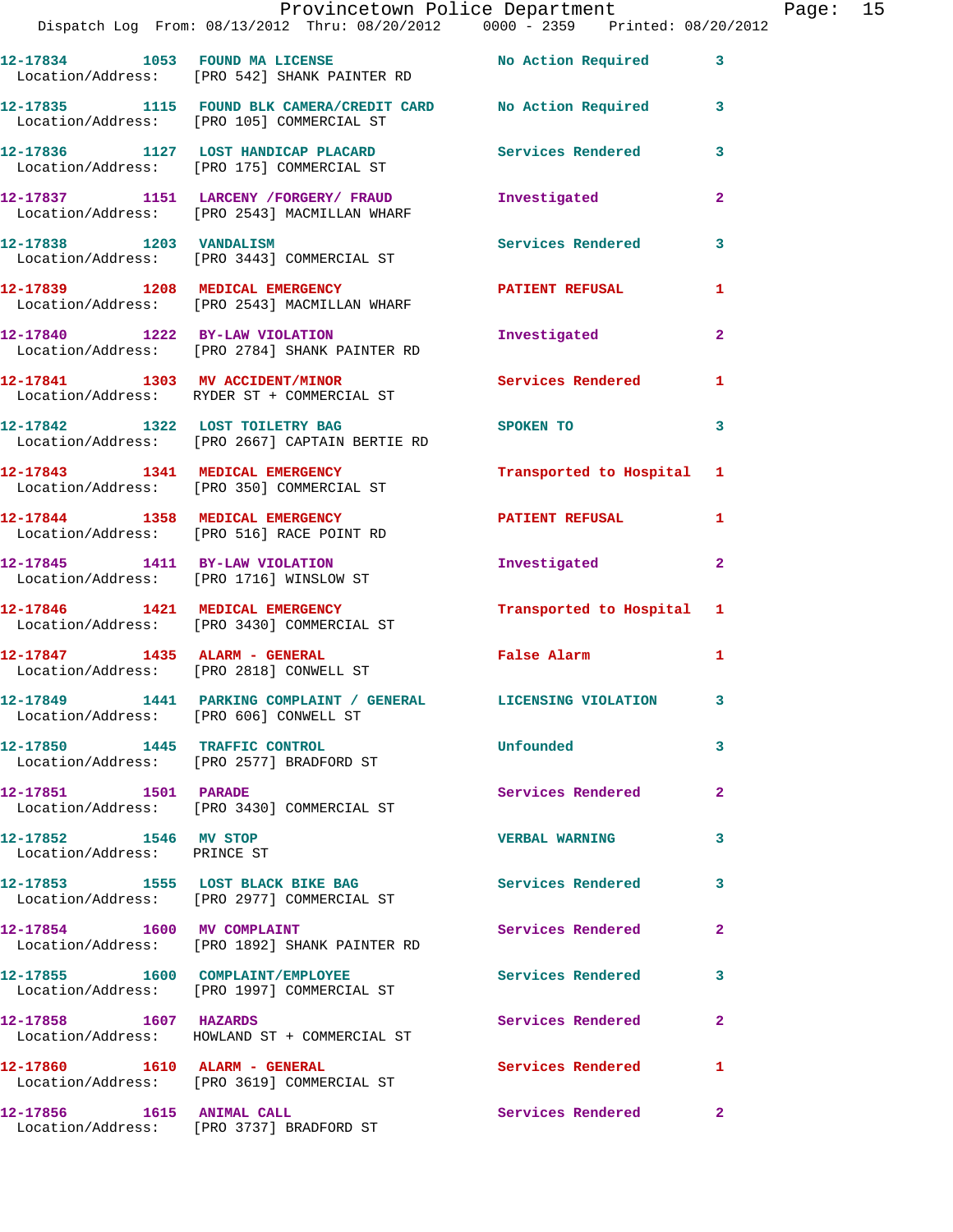12-17834 1053 FOUND MA LICENSE No Action Required 3
Location/Address: [PRO 542] SHANK PAINTER RD

12-17835 1115 FOUND BLK CAMERA/CREDIT CARD No Action Required 3
Location/Address: [PRO 105] COMMERCIAL ST

12-17836 1127 LOST HANDICAP PLACARD Services Rendered 3
Location/Address: [PRO 175] COMMERCIAL ST

12-17837 1151 LARCENY /FORGERY/ FRAUD Investigated 2
Location/Address: [PRO 2543] MACMILLAN WHARF

12-17838 1203 VANDALISM Services Rendered 3
Location/Address: [PRO 3443] COMMERCIAL ST

12-17839 1208 MEDICAL EMERGENCY PATIENT REFUSAL 1
Location/Address: [PRO 2543] MACMILLAN WHARF

12-17840 1222 BY-LAW VIOLATION Investigated 2
Location/Address: [PRO 2784] SHANK PAINTER RD

12-17841 1303 MV ACCIDENT/MINOR Services Rendered 1
Location/Address: RYDER ST + COMMERCIAL ST

12-17842 1322 LOST TOILETRY BAG SPOKEN TO 3
Location/Address: [PRO 2667] CAPTAIN BERTIE RD

12-17843 1341 MEDICAL EMERGENCY Transported to Hospital 1
Location/Address: [PRO 350] COMMERCIAL ST

12-17844 1358 MEDICAL EMERGENCY PATIENT REFUSAL 1
Location/Address: [PRO 516] RACE POINT RD

12-17845 1411 BY-LAW VIOLATION Investigated 2
Location/Address: [PRO 1716] WINSLOW ST

12-17846 1421 MEDICAL EMERGENCY Transported to Hospital 1
Location/Address: [PRO 3430] COMMERCIAL ST

12-17847 1435 ALARM - GENERAL False Alarm 1
Location/Address: [PRO 2818] CONWELL ST

12-17849 1441 PARKING COMPLAINT / GENERAL LICENSING VIOLATION 3
Location/Address: [PRO 606] CONWELL ST

12-17850 1445 TRAFFIC CONTROL Unfounded 3
Location/Address: [PRO 2577] BRADFORD ST

12-17851 1501 PARADE Services Rendered 2
Location/Address: [PRO 3430] COMMERCIAL ST

12-17852 1546 MV STOP VERBAL WARNING 3
Location/Address: PRINCE ST

12-17853 1555 LOST BLACK BIKE BAG Services Rendered 3
Location/Address: [PRO 2977] COMMERCIAL ST

12-17854 1600 MV COMPLAINT Services Rendered 2
Location/Address: [PRO 1892] SHANK PAINTER RD

12-17855 1600 COMPLAINT/EMPLOYEE Services Rendered 3
Location/Address: [PRO 1997] COMMERCIAL ST

12-17858 1607 HAZARDS Services Rendered 2
Location/Address: HOWLAND ST + COMMERCIAL ST

12-17860 1610 ALARM - GENERAL Services Rendered 1
Location/Address: [PRO 3619] COMMERCIAL ST

12-17856 1615 ANIMAL CALL Services Rendered 2
Location/Address: [PRO 3737] BRADFORD ST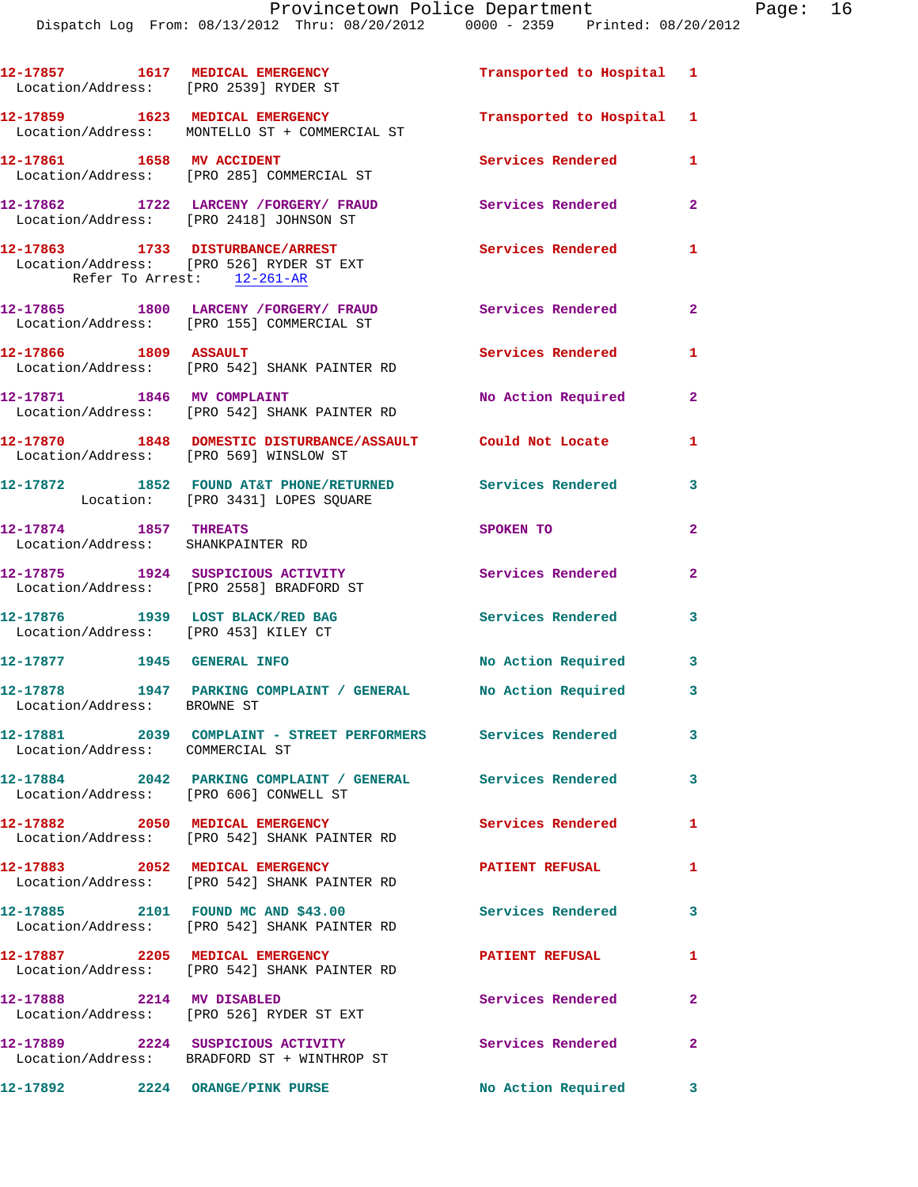12-17857 1617 MEDICAL EMERGENCY Transported to Hospital 1
Location/Address: [PRO 2539] RYDER ST

12-17859 1623 MEDICAL EMERGENCY Transported to Hospital 1
Location/Address: MONTELLO ST + COMMERCIAL ST

12-17861 1658 MV ACCIDENT Services Rendered 1
Location/Address: [PRO 285] COMMERCIAL ST

12-17862 1722 LARCENY /FORGERY/ FRAUD Services Rendered 2
Location/Address: [PRO 2418] JOHNSON ST

12-17863 1733 DISTURBANCE/ARREST Services Rendered 1
Location/Address: [PRO 526] RYDER ST EXT
Refer To Arrest: 12-261-AR

12-17865 1800 LARCENY /FORGERY/ FRAUD Services Rendered 2
Location/Address: [PRO 155] COMMERCIAL ST

12-17866 1809 ASSAULT Services Rendered 1
Location/Address: [PRO 542] SHANK PAINTER RD

12-17871 1846 MV COMPLAINT No Action Required 2
Location/Address: [PRO 542] SHANK PAINTER RD

12-17870 1848 DOMESTIC DISTURBANCE/ASSAULT Could Not Locate 1
Location/Address: [PRO 569] WINSLOW ST

12-17872 1852 FOUND AT&T PHONE/RETURNED Services Rendered 3
Location: [PRO 3431] LOPES SQUARE

12-17874 1857 THREATS SPOKEN TO 2
Location/Address: SHANKPAINTER RD

12-17875 1924 SUSPICIOUS ACTIVITY Services Rendered 2
Location/Address: [PRO 2558] BRADFORD ST

12-17876 1939 LOST BLACK/RED BAG Services Rendered 3
Location/Address: [PRO 453] KILEY CT

12-17877 1945 GENERAL INFO No Action Required 3

12-17878 1947 PARKING COMPLAINT / GENERAL No Action Required 3
Location/Address: BROWNE ST

12-17881 2039 COMPLAINT - STREET PERFORMERS Services Rendered 3
Location/Address: COMMERCIAL ST

12-17884 2042 PARKING COMPLAINT / GENERAL Services Rendered 3
Location/Address: [PRO 606] CONWELL ST

12-17882 2050 MEDICAL EMERGENCY Services Rendered 1
Location/Address: [PRO 542] SHANK PAINTER RD

12-17883 2052 MEDICAL EMERGENCY PATIENT REFUSAL 1
Location/Address: [PRO 542] SHANK PAINTER RD

12-17885 2101 FOUND MC AND $43.00 Services Rendered 3
Location/Address: [PRO 542] SHANK PAINTER RD

12-17887 2205 MEDICAL EMERGENCY PATIENT REFUSAL 1
Location/Address: [PRO 542] SHANK PAINTER RD

12-17888 2214 MV DISABLED Services Rendered 2
Location/Address: [PRO 526] RYDER ST EXT

12-17889 2224 SUSPICIOUS ACTIVITY Services Rendered 2
Location/Address: BRADFORD ST + WINTHROP ST

12-17892 2224 ORANGE/PINK PURSE No Action Required 3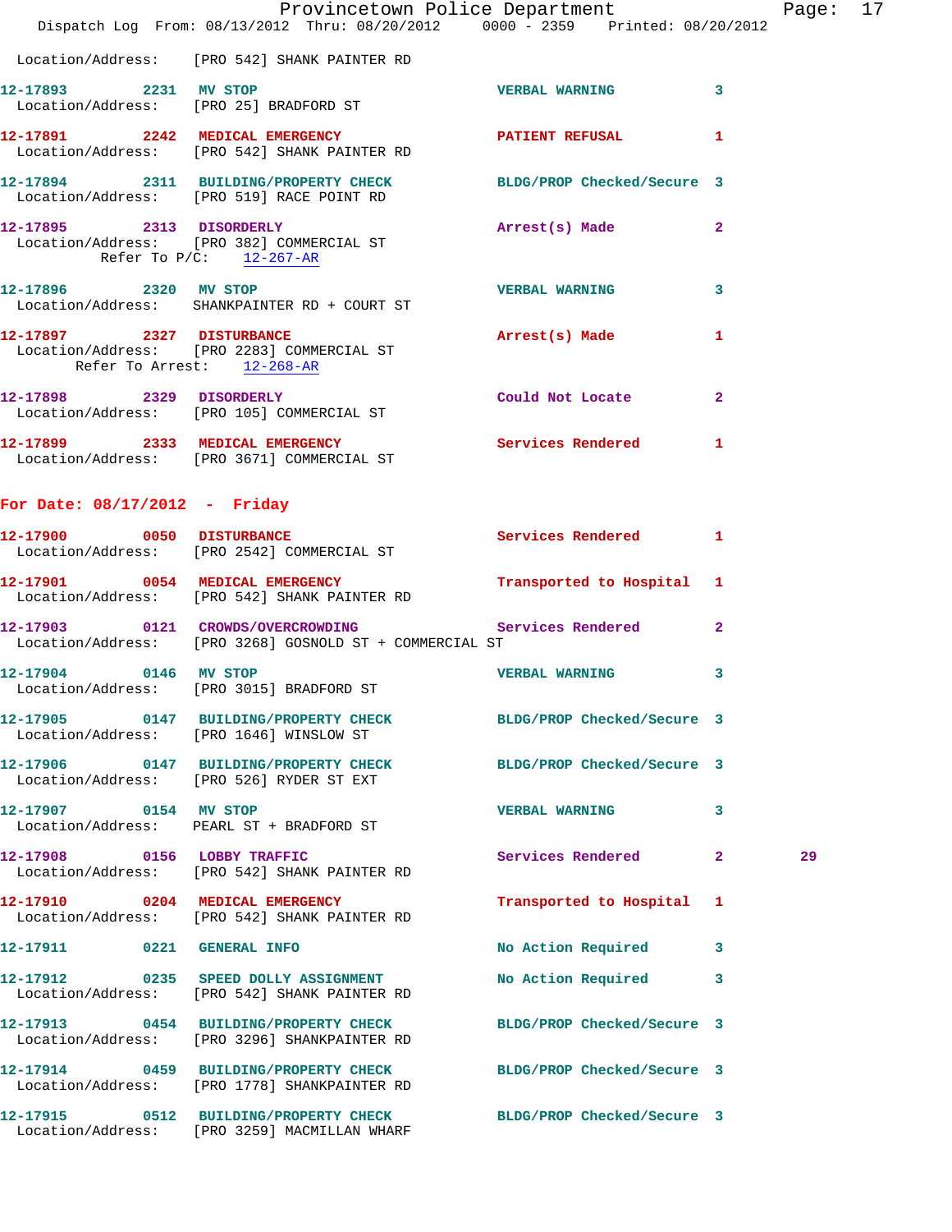Location/Address: [PRO 542] SHANK PAINTER RD

12-17893 2231 MV STOP VERBAL WARNING 3
Location/Address: [PRO 25] BRADFORD ST

12-17891 2242 MEDICAL EMERGENCY PATIENT REFUSAL 1
Location/Address: [PRO 542] SHANK PAINTER RD

12-17894 2311 BUILDING/PROPERTY CHECK BLDG/PROP Checked/Secure 3
Location/Address: [PRO 519] RACE POINT RD

12-17895 2313 DISORDERLY Arrest(s) Made 2
Location/Address: [PRO 382] COMMERCIAL ST
Refer To P/C: 12-267-AR

12-17896 2320 MV STOP VERBAL WARNING 3
Location/Address: SHANKPAINTER RD + COURT ST

12-17897 2327 DISTURBANCE Arrest(s) Made 1
Location/Address: [PRO 2283] COMMERCIAL ST
Refer To Arrest: 12-268-AR

12-17898 2329 DISORDERLY Could Not Locate 2
Location/Address: [PRO 105] COMMERCIAL ST

12-17899 2333 MEDICAL EMERGENCY Services Rendered 1
Location/Address: [PRO 3671] COMMERCIAL ST

## For Date: 08/17/2012 - Friday

12-17900 0050 DISTURBANCE Services Rendered 1
Location/Address: [PRO 2542] COMMERCIAL ST

12-17901 0054 MEDICAL EMERGENCY Transported to Hospital 1
Location/Address: [PRO 542] SHANK PAINTER RD

12-17903 0121 CROWDS/OVERCROWDING Services Rendered 2
Location/Address: [PRO 3268] GOSNOLD ST + COMMERCIAL ST

12-17904 0146 MV STOP VERBAL WARNING 3
Location/Address: [PRO 3015] BRADFORD ST

12-17905 0147 BUILDING/PROPERTY CHECK BLDG/PROP Checked/Secure 3
Location/Address: [PRO 1646] WINSLOW ST

12-17906 0147 BUILDING/PROPERTY CHECK BLDG/PROP Checked/Secure 3
Location/Address: [PRO 526] RYDER ST EXT

12-17907 0154 MV STOP VERBAL WARNING 3
Location/Address: PEARL ST + BRADFORD ST

12-17908 0156 LOBBY TRAFFIC Services Rendered 2 29
Location/Address: [PRO 542] SHANK PAINTER RD

12-17910 0204 MEDICAL EMERGENCY Transported to Hospital 1
Location/Address: [PRO 542] SHANK PAINTER RD

12-17911 0221 GENERAL INFO No Action Required 3

12-17912 0235 SPEED DOLLY ASSIGNMENT No Action Required 3
Location/Address: [PRO 542] SHANK PAINTER RD

12-17913 0454 BUILDING/PROPERTY CHECK BLDG/PROP Checked/Secure 3
Location/Address: [PRO 3296] SHANKPAINTER RD

12-17914 0459 BUILDING/PROPERTY CHECK BLDG/PROP Checked/Secure 3
Location/Address: [PRO 1778] SHANKPAINTER RD

12-17915 0512 BUILDING/PROPERTY CHECK BLDG/PROP Checked/Secure 3
Location/Address: [PRO 3259] MACMILLAN WHARF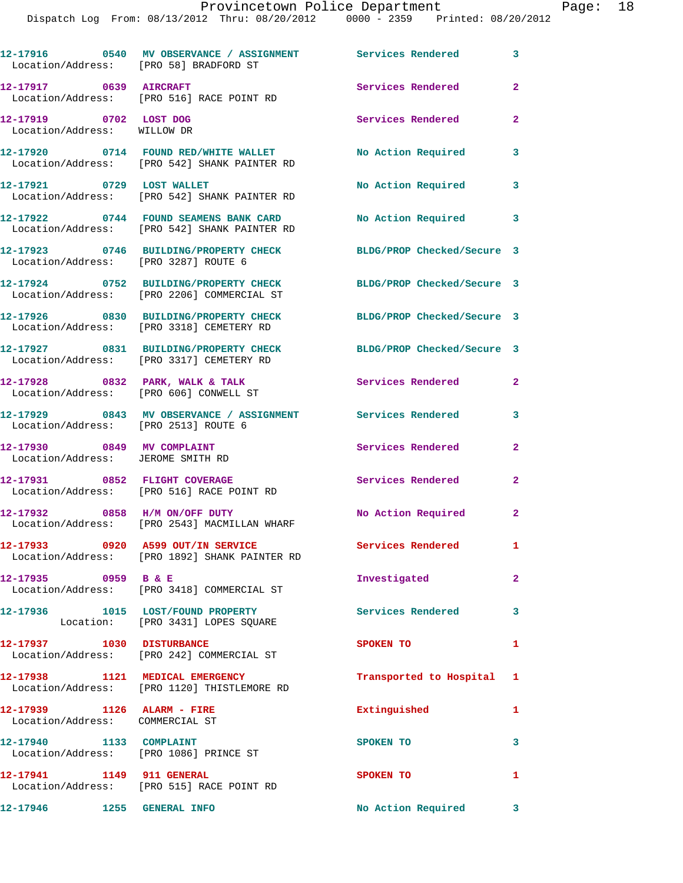12-17916 0540 MV OBSERVANCE / ASSIGNMENT Services Rendered 3
Location/Address: [PRO 58] BRADFORD ST

12-17917 0639 AIRCRAFT Services Rendered 2
Location/Address: [PRO 516] RACE POINT RD

12-17919 0702 LOST DOG Services Rendered 2
Location/Address: WILLOW DR

12-17920 0714 FOUND RED/WHITE WALLET No Action Required 3
Location/Address: [PRO 542] SHANK PAINTER RD

12-17921 0729 LOST WALLET No Action Required 3
Location/Address: [PRO 542] SHANK PAINTER RD

12-17922 0744 FOUND SEAMENS BANK CARD No Action Required 3
Location/Address: [PRO 542] SHANK PAINTER RD

12-17923 0746 BUILDING/PROPERTY CHECK BLDG/PROP Checked/Secure 3
Location/Address: [PRO 3287] ROUTE 6

12-17924 0752 BUILDING/PROPERTY CHECK BLDG/PROP Checked/Secure 3
Location/Address: [PRO 2206] COMMERCIAL ST

12-17926 0830 BUILDING/PROPERTY CHECK BLDG/PROP Checked/Secure 3
Location/Address: [PRO 3318] CEMETERY RD

12-17927 0831 BUILDING/PROPERTY CHECK BLDG/PROP Checked/Secure 3
Location/Address: [PRO 3317] CEMETERY RD

12-17928 0832 PARK, WALK & TALK Services Rendered 2
Location/Address: [PRO 606] CONWELL ST

12-17929 0843 MV OBSERVANCE / ASSIGNMENT Services Rendered 3
Location/Address: [PRO 2513] ROUTE 6

12-17930 0849 MV COMPLAINT Services Rendered 2
Location/Address: JEROME SMITH RD

12-17931 0852 FLIGHT COVERAGE Services Rendered 2
Location/Address: [PRO 516] RACE POINT RD

12-17932 0858 H/M ON/OFF DUTY No Action Required 2
Location/Address: [PRO 2543] MACMILLAN WHARF

12-17933 0920 A599 OUT/IN SERVICE Services Rendered 1
Location/Address: [PRO 1892] SHANK PAINTER RD

12-17935 0959 B & E Investigated 2
Location/Address: [PRO 3418] COMMERCIAL ST

12-17936 1015 LOST/FOUND PROPERTY Services Rendered 3
Location: [PRO 3431] LOPES SQUARE

12-17937 1030 DISTURBANCE SPOKEN TO 1
Location/Address: [PRO 242] COMMERCIAL ST

12-17938 1121 MEDICAL EMERGENCY Transported to Hospital 1
Location/Address: [PRO 1120] THISTLEMORE RD

12-17939 1126 ALARM - FIRE Extinguished 1
Location/Address: COMMERCIAL ST

12-17940 1133 COMPLAINT SPOKEN TO 3
Location/Address: [PRO 1086] PRINCE ST

12-17941 1149 911 GENERAL SPOKEN TO 1
Location/Address: [PRO 515] RACE POINT RD

12-17946 1255 GENERAL INFO No Action Required 3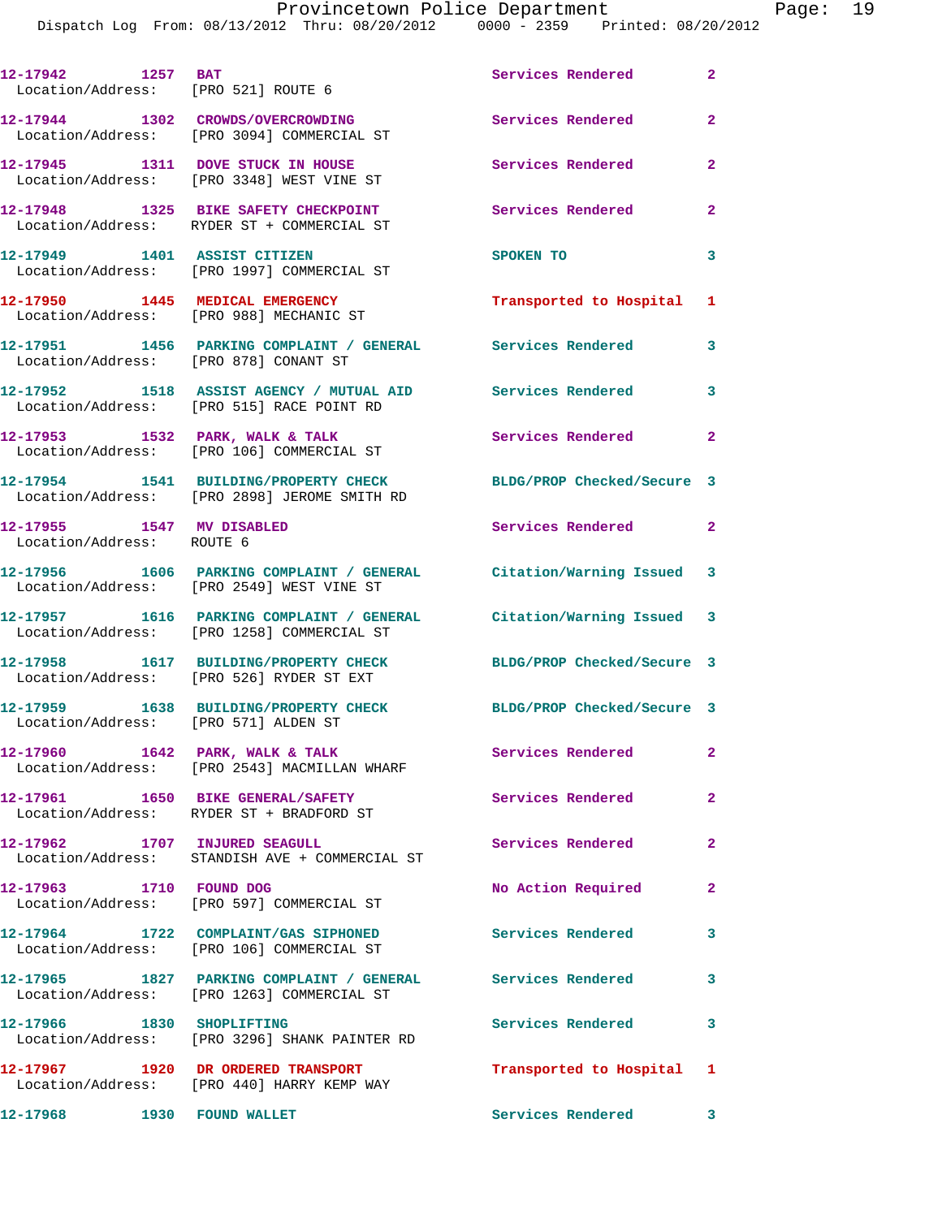| Call Number | Time | Call Reason | Action | Priority |
|---|---|---|---|---|
| 12-17942 | 1257 | BAT | Services Rendered | 2 |
| Location/Address: [PRO 521] ROUTE 6 | | | | |
| 12-17944 | 1302 | CROWDS/OVERCROWDING | Services Rendered | 2 |
| Location/Address: [PRO 3094] COMMERCIAL ST | | | | |
| 12-17945 | 1311 | DOVE STUCK IN HOUSE | Services Rendered | 2 |
| Location/Address: [PRO 3348] WEST VINE ST | | | | |
| 12-17948 | 1325 | BIKE SAFETY CHECKPOINT | Services Rendered | 2 |
| Location/Address: RYDER ST + COMMERCIAL ST | | | | |
| 12-17949 | 1401 | ASSIST CITIZEN | SPOKEN TO | 3 |
| Location/Address: [PRO 1997] COMMERCIAL ST | | | | |
| 12-17950 | 1445 | MEDICAL EMERGENCY | Transported to Hospital | 1 |
| Location/Address: [PRO 988] MECHANIC ST | | | | |
| 12-17951 | 1456 | PARKING COMPLAINT / GENERAL | Services Rendered | 3 |
| Location/Address: [PRO 878] CONANT ST | | | | |
| 12-17952 | 1518 | ASSIST AGENCY / MUTUAL AID | Services Rendered | 3 |
| Location/Address: [PRO 515] RACE POINT RD | | | | |
| 12-17953 | 1532 | PARK, WALK & TALK | Services Rendered | 2 |
| Location/Address: [PRO 106] COMMERCIAL ST | | | | |
| 12-17954 | 1541 | BUILDING/PROPERTY CHECK | BLDG/PROP Checked/Secure | 3 |
| Location/Address: [PRO 2898] JEROME SMITH RD | | | | |
| 12-17955 | 1547 | MV DISABLED | Services Rendered | 2 |
| Location/Address: ROUTE 6 | | | | |
| 12-17956 | 1606 | PARKING COMPLAINT / GENERAL | Citation/Warning Issued | 3 |
| Location/Address: [PRO 2549] WEST VINE ST | | | | |
| 12-17957 | 1616 | PARKING COMPLAINT / GENERAL | Citation/Warning Issued | 3 |
| Location/Address: [PRO 1258] COMMERCIAL ST | | | | |
| 12-17958 | 1617 | BUILDING/PROPERTY CHECK | BLDG/PROP Checked/Secure | 3 |
| Location/Address: [PRO 526] RYDER ST EXT | | | | |
| 12-17959 | 1638 | BUILDING/PROPERTY CHECK | BLDG/PROP Checked/Secure | 3 |
| Location/Address: [PRO 571] ALDEN ST | | | | |
| 12-17960 | 1642 | PARK, WALK & TALK | Services Rendered | 2 |
| Location/Address: [PRO 2543] MACMILLAN WHARF | | | | |
| 12-17961 | 1650 | BIKE GENERAL/SAFETY | Services Rendered | 2 |
| Location/Address: RYDER ST + BRADFORD ST | | | | |
| 12-17962 | 1707 | INJURED SEAGULL | Services Rendered | 2 |
| Location/Address: STANDISH AVE + COMMERCIAL ST | | | | |
| 12-17963 | 1710 | FOUND DOG | No Action Required | 2 |
| Location/Address: [PRO 597] COMMERCIAL ST | | | | |
| 12-17964 | 1722 | COMPLAINT/GAS SIPHONED | Services Rendered | 3 |
| Location/Address: [PRO 106] COMMERCIAL ST | | | | |
| 12-17965 | 1827 | PARKING COMPLAINT / GENERAL | Services Rendered | 3 |
| Location/Address: [PRO 1263] COMMERCIAL ST | | | | |
| 12-17966 | 1830 | SHOPLIFTING | Services Rendered | 3 |
| Location/Address: [PRO 3296] SHANK PAINTER RD | | | | |
| 12-17967 | 1920 | DR ORDERED TRANSPORT | Transported to Hospital | 1 |
| Location/Address: [PRO 440] HARRY KEMP WAY | | | | |
| 12-17968 | 1930 | FOUND WALLET | Services Rendered | 3 |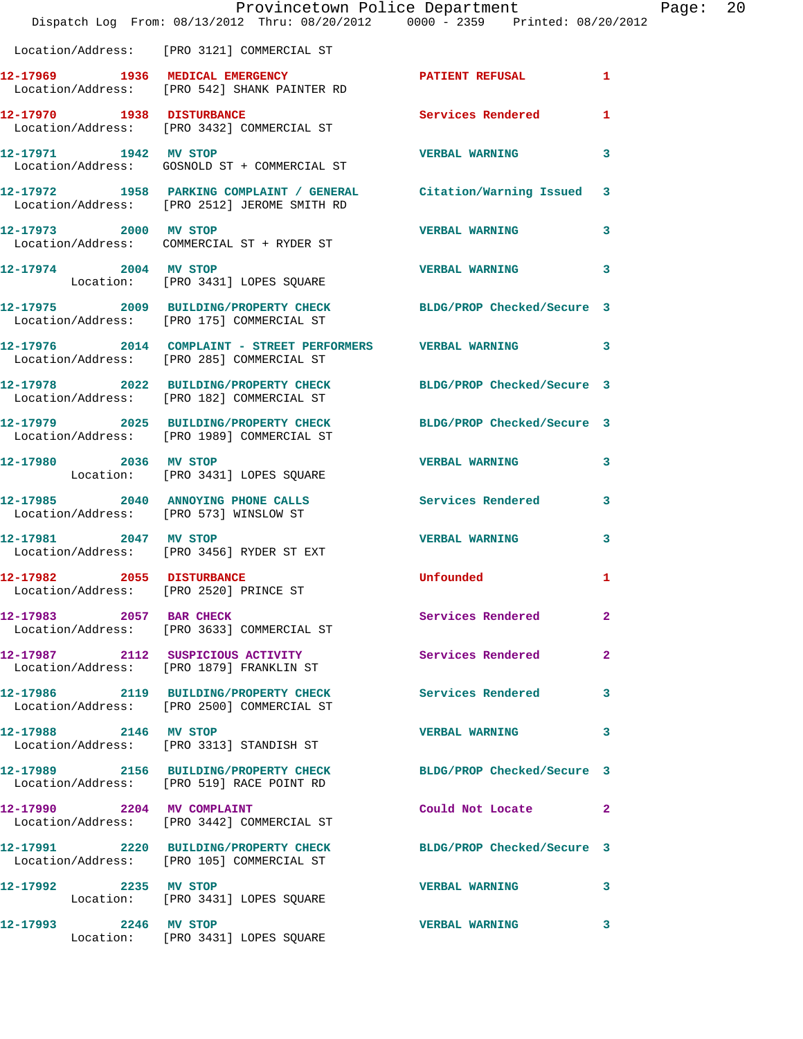Location/Address: [PRO 3121] COMMERCIAL ST

| Call # | Time | Call Reason | Action | Priority |
|---|---|---|---|---|
| 12-17969 | 1936 | MEDICAL EMERGENCY | PATIENT REFUSAL | 1 |
| Location/Address: [PRO 542] SHANK PAINTER RD | | | | |
| 12-17970 | 1938 | DISTURBANCE | Services Rendered | 1 |
| Location/Address: [PRO 3432] COMMERCIAL ST | | | | |
| 12-17971 | 1942 | MV STOP | VERBAL WARNING | 3 |
| Location/Address: GOSNOLD ST + COMMERCIAL ST | | | | |
| 12-17972 | 1958 | PARKING COMPLAINT / GENERAL | Citation/Warning Issued | 3 |
| Location/Address: [PRO 2512] JEROME SMITH RD | | | | |
| 12-17973 | 2000 | MV STOP | VERBAL WARNING | 3 |
| Location/Address: COMMERCIAL ST + RYDER ST | | | | |
| 12-17974 | 2004 | MV STOP | VERBAL WARNING | 3 |
| Location: [PRO 3431] LOPES SQUARE | | | | |
| 12-17975 | 2009 | BUILDING/PROPERTY CHECK | BLDG/PROP Checked/Secure | 3 |
| Location/Address: [PRO 175] COMMERCIAL ST | | | | |
| 12-17976 | 2014 | COMPLAINT - STREET PERFORMERS | VERBAL WARNING | 3 |
| Location/Address: [PRO 285] COMMERCIAL ST | | | | |
| 12-17978 | 2022 | BUILDING/PROPERTY CHECK | BLDG/PROP Checked/Secure | 3 |
| Location/Address: [PRO 182] COMMERCIAL ST | | | | |
| 12-17979 | 2025 | BUILDING/PROPERTY CHECK | BLDG/PROP Checked/Secure | 3 |
| Location/Address: [PRO 1989] COMMERCIAL ST | | | | |
| 12-17980 | 2036 | MV STOP | VERBAL WARNING | 3 |
| Location: [PRO 3431] LOPES SQUARE | | | | |
| 12-17985 | 2040 | ANNOYING PHONE CALLS | Services Rendered | 3 |
| Location/Address: [PRO 573] WINSLOW ST | | | | |
| 12-17981 | 2047 | MV STOP | VERBAL WARNING | 3 |
| Location/Address: [PRO 3456] RYDER ST EXT | | | | |
| 12-17982 | 2055 | DISTURBANCE | Unfounded | 1 |
| Location/Address: [PRO 2520] PRINCE ST | | | | |
| 12-17983 | 2057 | BAR CHECK | Services Rendered | 2 |
| Location/Address: [PRO 3633] COMMERCIAL ST | | | | |
| 12-17987 | 2112 | SUSPICIOUS ACTIVITY | Services Rendered | 2 |
| Location/Address: [PRO 1879] FRANKLIN ST | | | | |
| 12-17986 | 2119 | BUILDING/PROPERTY CHECK | Services Rendered | 3 |
| Location/Address: [PRO 2500] COMMERCIAL ST | | | | |
| 12-17988 | 2146 | MV STOP | VERBAL WARNING | 3 |
| Location/Address: [PRO 3313] STANDISH ST | | | | |
| 12-17989 | 2156 | BUILDING/PROPERTY CHECK | BLDG/PROP Checked/Secure | 3 |
| Location/Address: [PRO 519] RACE POINT RD | | | | |
| 12-17990 | 2204 | MV COMPLAINT | Could Not Locate | 2 |
| Location/Address: [PRO 3442] COMMERCIAL ST | | | | |
| 12-17991 | 2220 | BUILDING/PROPERTY CHECK | BLDG/PROP Checked/Secure | 3 |
| Location/Address: [PRO 105] COMMERCIAL ST | | | | |
| 12-17992 | 2235 | MV STOP | VERBAL WARNING | 3 |
| Location: [PRO 3431] LOPES SQUARE | | | | |
| 12-17993 | 2246 | MV STOP | VERBAL WARNING | 3 |
| Location: [PRO 3431] LOPES SQUARE | | | | |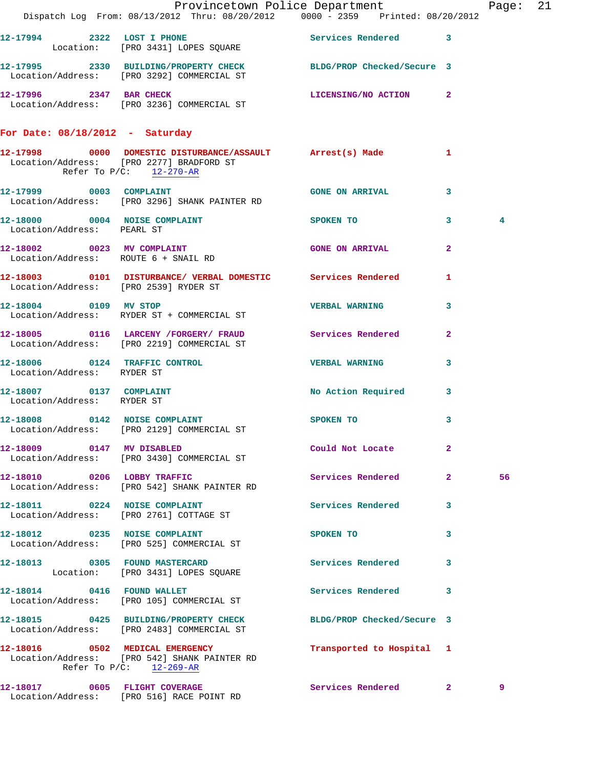12-17994 2322 LOST I PHONE Services Rendered 3
Location: [PRO 3431] LOPES SQUARE

12-17995 2330 BUILDING/PROPERTY CHECK BLDG/PROP Checked/Secure 3
Location/Address: [PRO 3292] COMMERCIAL ST

12-17996 2347 BAR CHECK LICENSING/NO ACTION 2
Location/Address: [PRO 3236] COMMERCIAL ST

**For Date: 08/18/2012 - Saturday**

12-17998 0000 DOMESTIC DISTURBANCE/ASSAULT Arrest(s) Made 1
Location/Address: [PRO 2277] BRADFORD ST
Refer To P/C: 12-270-AR

12-17999 0003 COMPLAINT GONE ON ARRIVAL 3
Location/Address: [PRO 3296] SHANK PAINTER RD

12-18000 0004 NOISE COMPLAINT SPOKEN TO 3 4
Location/Address: PEARL ST

12-18002 0023 MV COMPLAINT GONE ON ARRIVAL 2
Location/Address: ROUTE 6 + SNAIL RD

12-18003 0101 DISTURBANCE/ VERBAL DOMESTIC Services Rendered 1
Location/Address: [PRO 2539] RYDER ST

12-18004 0109 MV STOP VERBAL WARNING 3
Location/Address: RYDER ST + COMMERCIAL ST

12-18005 0116 LARCENY /FORGERY/ FRAUD Services Rendered 2
Location/Address: [PRO 2219] COMMERCIAL ST

12-18006 0124 TRAFFIC CONTROL VERBAL WARNING 3
Location/Address: RYDER ST

12-18007 0137 COMPLAINT No Action Required 3
Location/Address: RYDER ST

12-18008 0142 NOISE COMPLAINT SPOKEN TO 3
Location/Address: [PRO 2129] COMMERCIAL ST

12-18009 0147 MV DISABLED Could Not Locate 2
Location/Address: [PRO 3430] COMMERCIAL ST

12-18010 0206 LOBBY TRAFFIC Services Rendered 2 56
Location/Address: [PRO 542] SHANK PAINTER RD

12-18011 0224 NOISE COMPLAINT Services Rendered 3
Location/Address: [PRO 2761] COTTAGE ST

12-18012 0235 NOISE COMPLAINT SPOKEN TO 3
Location/Address: [PRO 525] COMMERCIAL ST

12-18013 0305 FOUND MASTERCARD Services Rendered 3
Location: [PRO 3431] LOPES SQUARE

12-18014 0416 FOUND WALLET Services Rendered 3
Location/Address: [PRO 105] COMMERCIAL ST

12-18015 0425 BUILDING/PROPERTY CHECK BLDG/PROP Checked/Secure 3
Location/Address: [PRO 2483] COMMERCIAL ST

12-18016 0502 MEDICAL EMERGENCY Transported to Hospital 1
Location/Address: [PRO 542] SHANK PAINTER RD
Refer To P/C: 12-269-AR

12-18017 0605 FLIGHT COVERAGE Services Rendered 2 9
Location/Address: [PRO 516] RACE POINT RD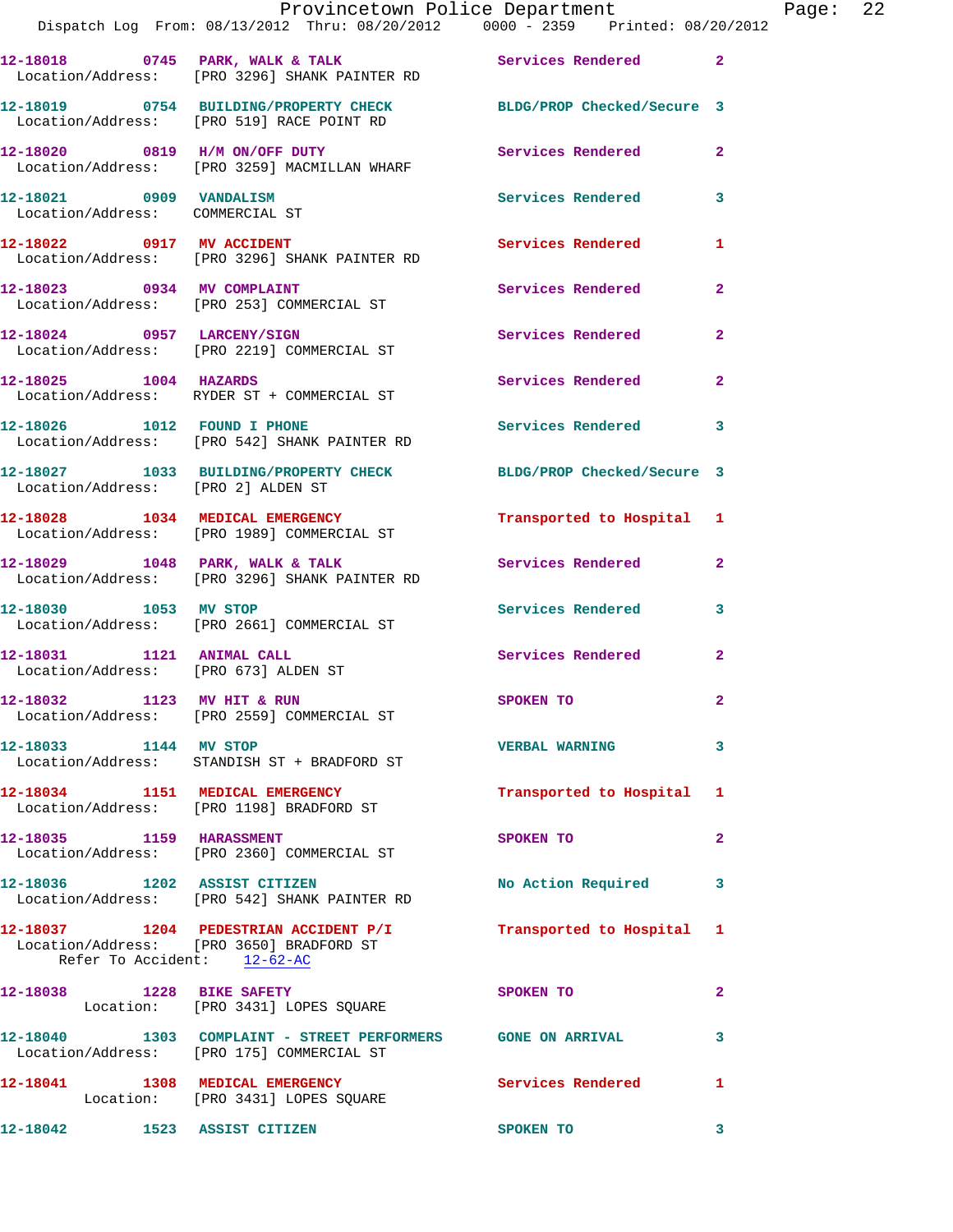12-18018 0745 PARK, WALK & TALK Services Rendered 2
Location/Address: [PRO 3296] SHANK PAINTER RD

12-18019 0754 BUILDING/PROPERTY CHECK BLDG/PROP Checked/Secure 3
Location/Address: [PRO 519] RACE POINT RD

12-18020 0819 H/M ON/OFF DUTY Services Rendered 2
Location/Address: [PRO 3259] MACMILLAN WHARF

12-18021 0909 VANDALISM Services Rendered 3
Location/Address: COMMERCIAL ST

12-18022 0917 MV ACCIDENT Services Rendered 1
Location/Address: [PRO 3296] SHANK PAINTER RD

12-18023 0934 MV COMPLAINT Services Rendered 2
Location/Address: [PRO 253] COMMERCIAL ST

12-18024 0957 LARCENY/SIGN Services Rendered 2
Location/Address: [PRO 2219] COMMERCIAL ST

12-18025 1004 HAZARDS Services Rendered 2
Location/Address: RYDER ST + COMMERCIAL ST

12-18026 1012 FOUND I PHONE Services Rendered 3
Location/Address: [PRO 542] SHANK PAINTER RD

12-18027 1033 BUILDING/PROPERTY CHECK BLDG/PROP Checked/Secure 3
Location/Address: [PRO 2] ALDEN ST

12-18028 1034 MEDICAL EMERGENCY Transported to Hospital 1
Location/Address: [PRO 1989] COMMERCIAL ST

12-18029 1048 PARK, WALK & TALK Services Rendered 2
Location/Address: [PRO 3296] SHANK PAINTER RD

12-18030 1053 MV STOP Services Rendered 3
Location/Address: [PRO 2661] COMMERCIAL ST

12-18031 1121 ANIMAL CALL Services Rendered 2
Location/Address: [PRO 673] ALDEN ST

12-18032 1123 MV HIT & RUN SPOKEN TO 2
Location/Address: [PRO 2559] COMMERCIAL ST

12-18033 1144 MV STOP VERBAL WARNING 3
Location/Address: STANDISH ST + BRADFORD ST

12-18034 1151 MEDICAL EMERGENCY Transported to Hospital 1
Location/Address: [PRO 1198] BRADFORD ST

12-18035 1159 HARASSMENT SPOKEN TO 2
Location/Address: [PRO 2360] COMMERCIAL ST

12-18036 1202 ASSIST CITIZEN No Action Required 3
Location/Address: [PRO 542] SHANK PAINTER RD

12-18037 1204 PEDESTRIAN ACCIDENT P/I Transported to Hospital 1
Location/Address: [PRO 3650] BRADFORD ST
Refer To Accident: 12-62-AC

12-18038 1228 BIKE SAFETY SPOKEN TO 2
Location: [PRO 3431] LOPES SQUARE

12-18040 1303 COMPLAINT - STREET PERFORMERS GONE ON ARRIVAL 3
Location/Address: [PRO 175] COMMERCIAL ST

12-18041 1308 MEDICAL EMERGENCY Services Rendered 1
Location: [PRO 3431] LOPES SQUARE

12-18042 1523 ASSIST CITIZEN SPOKEN TO 3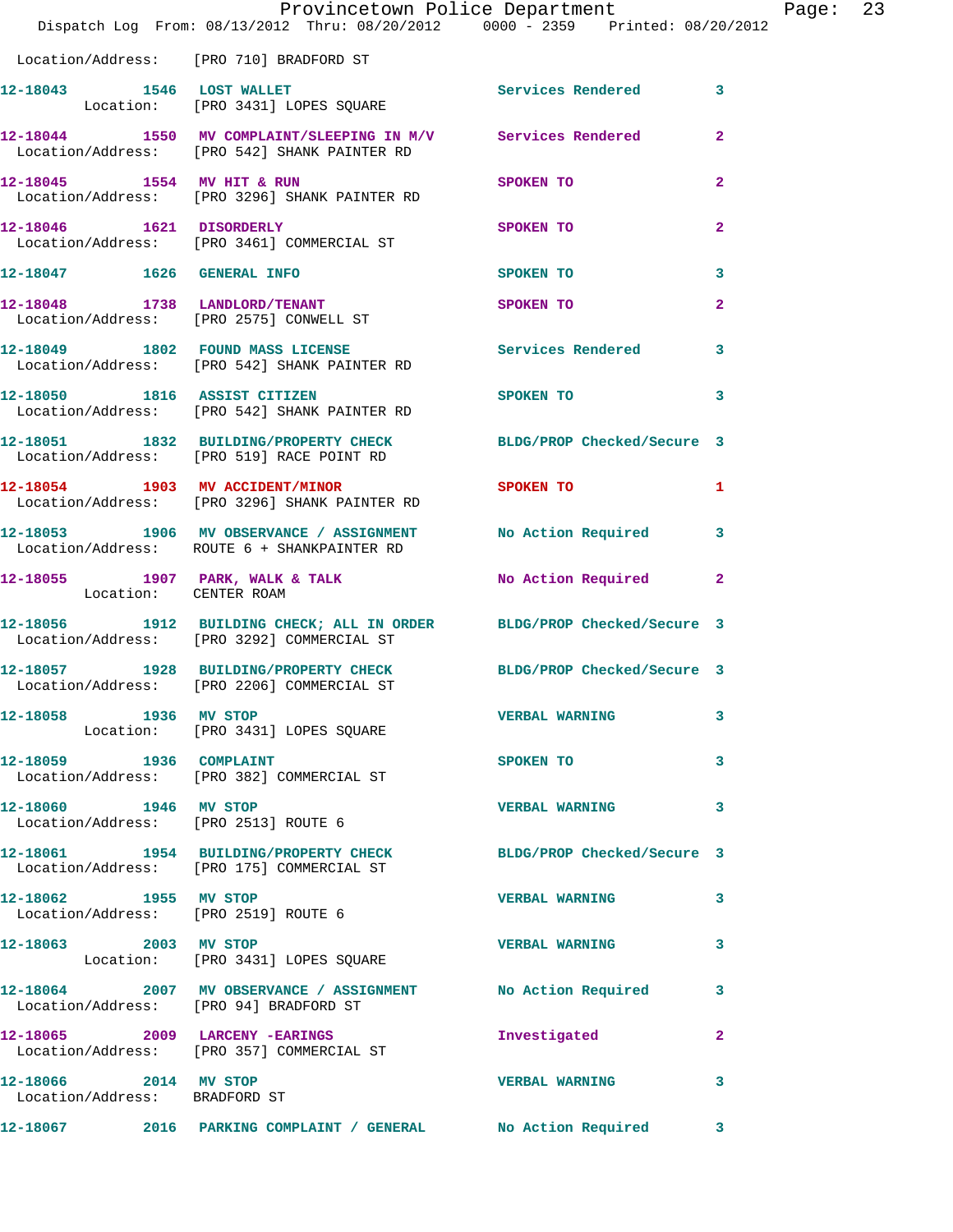Location/Address: [PRO 710] BRADFORD ST

12-18043 1546 LOST WALLET Services Rendered 3
Location: [PRO 3431] LOPES SQUARE

12-18044 1550 MV COMPLAINT/SLEEPING IN M/V Services Rendered 2
Location/Address: [PRO 542] SHANK PAINTER RD

12-18045 1554 MV HIT & RUN SPOKEN TO 2
Location/Address: [PRO 3296] SHANK PAINTER RD

12-18046 1621 DISORDERLY SPOKEN TO 2
Location/Address: [PRO 3461] COMMERCIAL ST

12-18047 1626 GENERAL INFO SPOKEN TO 3

12-18048 1738 LANDLORD/TENANT SPOKEN TO 2
Location/Address: [PRO 2575] CONWELL ST

12-18049 1802 FOUND MASS LICENSE Services Rendered 3
Location/Address: [PRO 542] SHANK PAINTER RD

12-18050 1816 ASSIST CITIZEN SPOKEN TO 3
Location/Address: [PRO 542] SHANK PAINTER RD

12-18051 1832 BUILDING/PROPERTY CHECK BLDG/PROP Checked/Secure 3
Location/Address: [PRO 519] RACE POINT RD

12-18054 1903 MV ACCIDENT/MINOR SPOKEN TO 1
Location/Address: [PRO 3296] SHANK PAINTER RD

12-18053 1906 MV OBSERVANCE / ASSIGNMENT No Action Required 3
Location/Address: ROUTE 6 + SHANKPAINTER RD

12-18055 1907 PARK, WALK & TALK No Action Required 2
Location: CENTER ROAM

12-18056 1912 BUILDING CHECK; ALL IN ORDER BLDG/PROP Checked/Secure 3
Location/Address: [PRO 3292] COMMERCIAL ST

12-18057 1928 BUILDING/PROPERTY CHECK BLDG/PROP Checked/Secure 3
Location/Address: [PRO 2206] COMMERCIAL ST

12-18058 1936 MV STOP VERBAL WARNING 3
Location: [PRO 3431] LOPES SQUARE

12-18059 1936 COMPLAINT SPOKEN TO 3
Location/Address: [PRO 382] COMMERCIAL ST

12-18060 1946 MV STOP VERBAL WARNING 3
Location/Address: [PRO 2513] ROUTE 6

12-18061 1954 BUILDING/PROPERTY CHECK BLDG/PROP Checked/Secure 3
Location/Address: [PRO 175] COMMERCIAL ST

12-18062 1955 MV STOP VERBAL WARNING 3
Location/Address: [PRO 2519] ROUTE 6

12-18063 2003 MV STOP VERBAL WARNING 3
Location: [PRO 3431] LOPES SQUARE

12-18064 2007 MV OBSERVANCE / ASSIGNMENT No Action Required 3
Location/Address: [PRO 94] BRADFORD ST

12-18065 2009 LARCENY -EARINGS Investigated 2
Location/Address: [PRO 357] COMMERCIAL ST

12-18066 2014 MV STOP VERBAL WARNING 3
Location/Address: BRADFORD ST

12-18067 2016 PARKING COMPLAINT / GENERAL No Action Required 3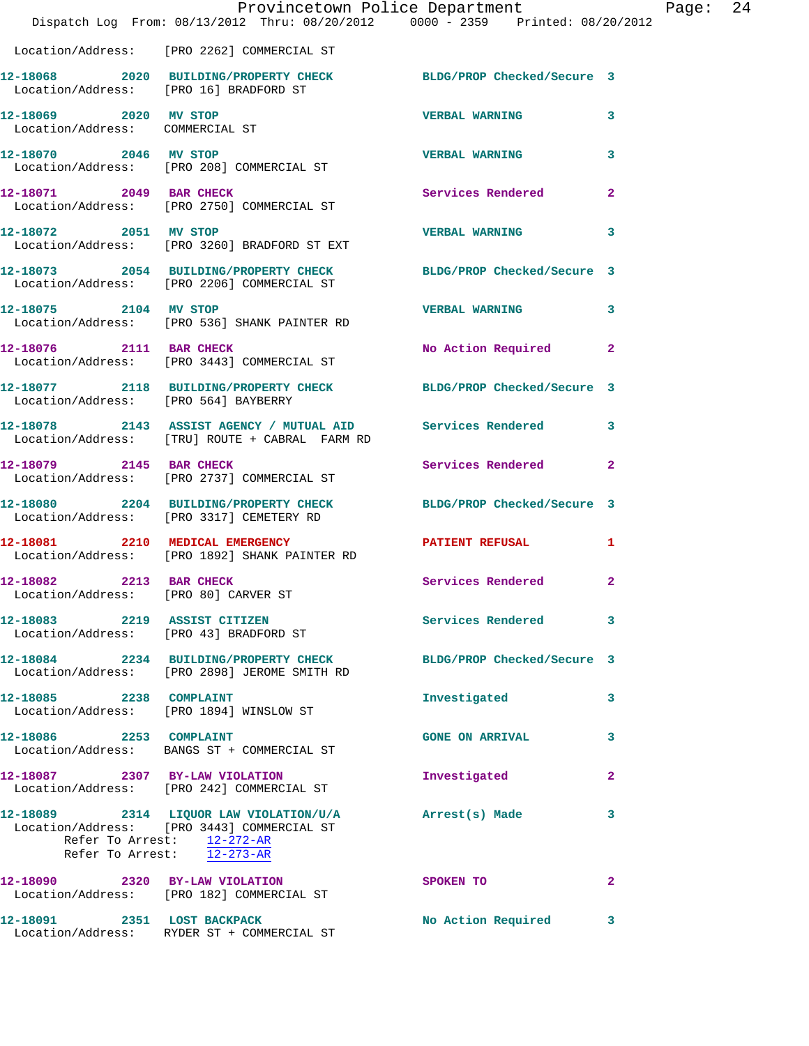Location/Address: [PRO 2262] COMMERCIAL ST

**12-18068 2020 BUILDING/PROPERTY CHECK** BLDG/PROP Checked/Secure 3
Location/Address: [PRO 16] BRADFORD ST

**12-18069 2020 MV STOP** VERBAL WARNING 3
Location/Address: COMMERCIAL ST

**12-18070 2046 MV STOP** VERBAL WARNING 3
Location/Address: [PRO 208] COMMERCIAL ST

**12-18071 2049 BAR CHECK** Services Rendered 2
Location/Address: [PRO 2750] COMMERCIAL ST

**12-18072 2051 MV STOP** VERBAL WARNING 3
Location/Address: [PRO 3260] BRADFORD ST EXT

**12-18073 2054 BUILDING/PROPERTY CHECK** BLDG/PROP Checked/Secure 3
Location/Address: [PRO 2206] COMMERCIAL ST

**12-18075 2104 MV STOP** VERBAL WARNING 3
Location/Address: [PRO 536] SHANK PAINTER RD

**12-18076 2111 BAR CHECK** No Action Required 2
Location/Address: [PRO 3443] COMMERCIAL ST

**12-18077 2118 BUILDING/PROPERTY CHECK** BLDG/PROP Checked/Secure 3
Location/Address: [PRO 564] BAYBERRY

**12-18078 2143 ASSIST AGENCY / MUTUAL AID** Services Rendered 3
Location/Address: [TRU] ROUTE + CABRAL FARM RD

**12-18079 2145 BAR CHECK** Services Rendered 2
Location/Address: [PRO 2737] COMMERCIAL ST

**12-18080 2204 BUILDING/PROPERTY CHECK** BLDG/PROP Checked/Secure 3
Location/Address: [PRO 3317] CEMETERY RD

**12-18081 2210 MEDICAL EMERGENCY** PATIENT REFUSAL 1
Location/Address: [PRO 1892] SHANK PAINTER RD

**12-18082 2213 BAR CHECK** Services Rendered 2
Location/Address: [PRO 80] CARVER ST

**12-18083 2219 ASSIST CITIZEN** Services Rendered 3
Location/Address: [PRO 43] BRADFORD ST

**12-18084 2234 BUILDING/PROPERTY CHECK** BLDG/PROP Checked/Secure 3
Location/Address: [PRO 2898] JEROME SMITH RD

**12-18085 2238 COMPLAINT** Investigated 3
Location/Address: [PRO 1894] WINSLOW ST

**12-18086 2253 COMPLAINT** GONE ON ARRIVAL 3
Location/Address: BANGS ST + COMMERCIAL ST

**12-18087 2307 BY-LAW VIOLATION** Investigated 2
Location/Address: [PRO 242] COMMERCIAL ST

**12-18089 2314 LIQUOR LAW VIOLATION/U/A** Arrest(s) Made 3
Location/Address: [PRO 3443] COMMERCIAL ST
Refer To Arrest: 12-272-AR
Refer To Arrest: 12-273-AR

**12-18090 2320 BY-LAW VIOLATION** SPOKEN TO 2
Location/Address: [PRO 182] COMMERCIAL ST

**12-18091 2351 LOST BACKPACK** No Action Required 3
Location/Address: RYDER ST + COMMERCIAL ST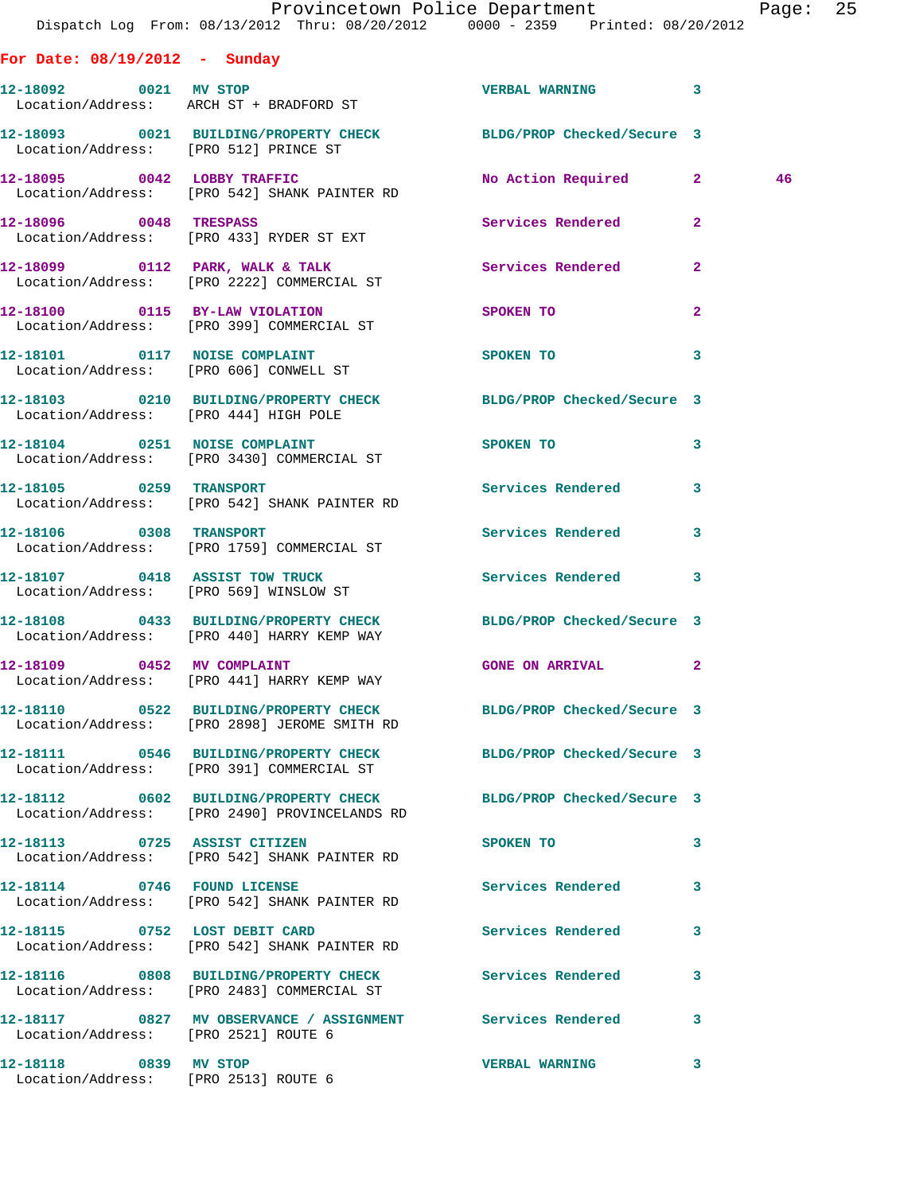**For Date: 08/19/2012 - Sunday**

| Call # | Time | Call Type | Disposition | Priority | |
|---|---|---|---|---|---|
| 12-18092 | 0021 | MV STOP | VERBAL WARNING | 3 | |
| Location/Address: ARCH ST + BRADFORD ST | | | | | |
| 12-18093 | 0021 | BUILDING/PROPERTY CHECK | BLDG/PROP Checked/Secure | 3 | |
| Location/Address: [PRO 512] PRINCE ST | | | | | |
| 12-18095 | 0042 | LOBBY TRAFFIC | No Action Required | 2 | 46 |
| Location/Address: [PRO 542] SHANK PAINTER RD | | | | | |
| 12-18096 | 0048 | TRESPASS | Services Rendered | 2 | |
| Location/Address: [PRO 433] RYDER ST EXT | | | | | |
| 12-18099 | 0112 | PARK, WALK & TALK | Services Rendered | 2 | |
| Location/Address: [PRO 2222] COMMERCIAL ST | | | | | |
| 12-18100 | 0115 | BY-LAW VIOLATION | SPOKEN TO | 2 | |
| Location/Address: [PRO 399] COMMERCIAL ST | | | | | |
| 12-18101 | 0117 | NOISE COMPLAINT | SPOKEN TO | 3 | |
| Location/Address: [PRO 606] CONWELL ST | | | | | |
| 12-18103 | 0210 | BUILDING/PROPERTY CHECK | BLDG/PROP Checked/Secure | 3 | |
| Location/Address: [PRO 444] HIGH POLE | | | | | |
| 12-18104 | 0251 | NOISE COMPLAINT | SPOKEN TO | 3 | |
| Location/Address: [PRO 3430] COMMERCIAL ST | | | | | |
| 12-18105 | 0259 | TRANSPORT | Services Rendered | 3 | |
| Location/Address: [PRO 542] SHANK PAINTER RD | | | | | |
| 12-18106 | 0308 | TRANSPORT | Services Rendered | 3 | |
| Location/Address: [PRO 1759] COMMERCIAL ST | | | | | |
| 12-18107 | 0418 | ASSIST TOW TRUCK | Services Rendered | 3 | |
| Location/Address: [PRO 569] WINSLOW ST | | | | | |
| 12-18108 | 0433 | BUILDING/PROPERTY CHECK | BLDG/PROP Checked/Secure | 3 | |
| Location/Address: [PRO 440] HARRY KEMP WAY | | | | | |
| 12-18109 | 0452 | MV COMPLAINT | GONE ON ARRIVAL | 2 | |
| Location/Address: [PRO 441] HARRY KEMP WAY | | | | | |
| 12-18110 | 0522 | BUILDING/PROPERTY CHECK | BLDG/PROP Checked/Secure | 3 | |
| Location/Address: [PRO 2898] JEROME SMITH RD | | | | | |
| 12-18111 | 0546 | BUILDING/PROPERTY CHECK | BLDG/PROP Checked/Secure | 3 | |
| Location/Address: [PRO 391] COMMERCIAL ST | | | | | |
| 12-18112 | 0602 | BUILDING/PROPERTY CHECK | BLDG/PROP Checked/Secure | 3 | |
| Location/Address: [PRO 2490] PROVINCELANDS RD | | | | | |
| 12-18113 | 0725 | ASSIST CITIZEN | SPOKEN TO | 3 | |
| Location/Address: [PRO 542] SHANK PAINTER RD | | | | | |
| 12-18114 | 0746 | FOUND LICENSE | Services Rendered | 3 | |
| Location/Address: [PRO 542] SHANK PAINTER RD | | | | | |
| 12-18115 | 0752 | LOST DEBIT CARD | Services Rendered | 3 | |
| Location/Address: [PRO 542] SHANK PAINTER RD | | | | | |
| 12-18116 | 0808 | BUILDING/PROPERTY CHECK | Services Rendered | 3 | |
| Location/Address: [PRO 2483] COMMERCIAL ST | | | | | |
| 12-18117 | 0827 | MV OBSERVANCE / ASSIGNMENT | Services Rendered | 3 | |
| Location/Address: [PRO 2521] ROUTE 6 | | | | | |
| 12-18118 | 0839 | MV STOP | VERBAL WARNING | 3 | |
| Location/Address: [PRO 2513] ROUTE 6 | | | | | |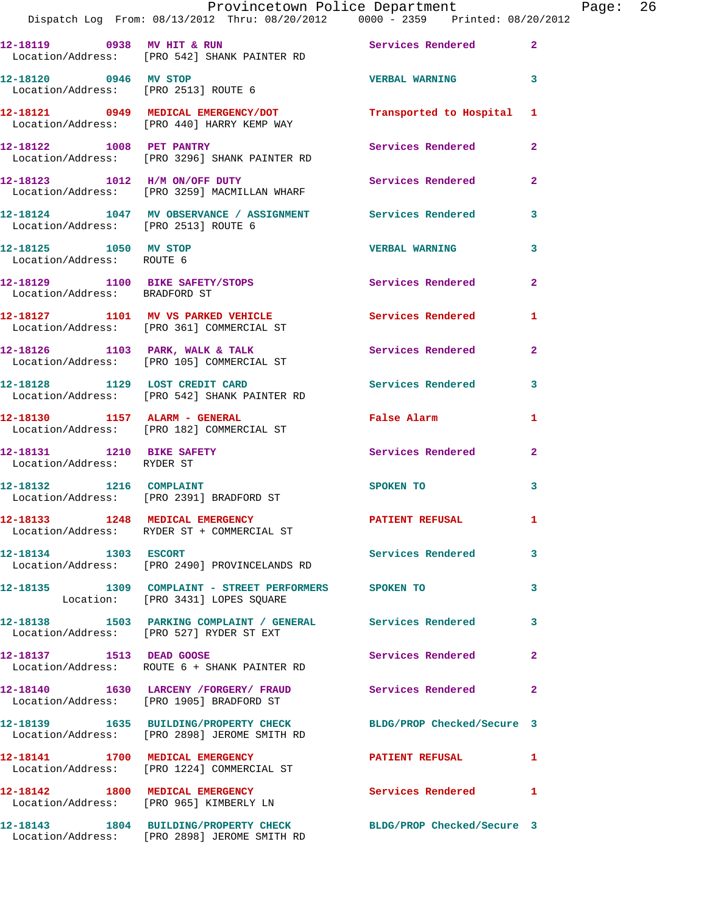| Call # | Time | Call Type | Disposition | Priority |
|---|---|---|---|---|
| 12-18119 | 0938 | MV HIT & RUN | Services Rendered | 2 |
| Location/Address: [PRO 542] SHANK PAINTER RD | | | | |
| 12-18120 | 0946 | MV STOP | VERBAL WARNING | 3 |
| Location/Address: [PRO 2513] ROUTE 6 | | | | |
| 12-18121 | 0949 | MEDICAL EMERGENCY/DOT | Transported to Hospital | 1 |
| Location/Address: [PRO 440] HARRY KEMP WAY | | | | |
| 12-18122 | 1008 | PET PANTRY | Services Rendered | 2 |
| Location/Address: [PRO 3296] SHANK PAINTER RD | | | | |
| 12-18123 | 1012 | H/M ON/OFF DUTY | Services Rendered | 2 |
| Location/Address: [PRO 3259] MACMILLAN WHARF | | | | |
| 12-18124 | 1047 | MV OBSERVANCE / ASSIGNMENT | Services Rendered | 3 |
| Location/Address: [PRO 2513] ROUTE 6 | | | | |
| 12-18125 | 1050 | MV STOP | VERBAL WARNING | 3 |
| Location/Address: ROUTE 6 | | | | |
| 12-18129 | 1100 | BIKE SAFETY/STOPS | Services Rendered | 2 |
| Location/Address: BRADFORD ST | | | | |
| 12-18127 | 1101 | MV VS PARKED VEHICLE | Services Rendered | 1 |
| Location/Address: [PRO 361] COMMERCIAL ST | | | | |
| 12-18126 | 1103 | PARK, WALK & TALK | Services Rendered | 2 |
| Location/Address: [PRO 105] COMMERCIAL ST | | | | |
| 12-18128 | 1129 | LOST CREDIT CARD | Services Rendered | 3 |
| Location/Address: [PRO 542] SHANK PAINTER RD | | | | |
| 12-18130 | 1157 | ALARM - GENERAL | False Alarm | 1 |
| Location/Address: [PRO 182] COMMERCIAL ST | | | | |
| 12-18131 | 1210 | BIKE SAFETY | Services Rendered | 2 |
| Location/Address: RYDER ST | | | | |
| 12-18132 | 1216 | COMPLAINT | SPOKEN TO | 3 |
| Location/Address: [PRO 2391] BRADFORD ST | | | | |
| 12-18133 | 1248 | MEDICAL EMERGENCY | PATIENT REFUSAL | 1 |
| Location/Address: RYDER ST + COMMERCIAL ST | | | | |
| 12-18134 | 1303 | ESCORT | Services Rendered | 3 |
| Location/Address: [PRO 2490] PROVINCELANDS RD | | | | |
| 12-18135 | 1309 | COMPLAINT - STREET PERFORMERS | SPOKEN TO | 3 |
| Location: [PRO 3431] LOPES SQUARE | | | | |
| 12-18138 | 1503 | PARKING COMPLAINT / GENERAL | Services Rendered | 3 |
| Location/Address: [PRO 527] RYDER ST EXT | | | | |
| 12-18137 | 1513 | DEAD GOOSE | Services Rendered | 2 |
| Location/Address: ROUTE 6 + SHANK PAINTER RD | | | | |
| 12-18140 | 1630 | LARCENY /FORGERY/ FRAUD | Services Rendered | 2 |
| Location/Address: [PRO 1905] BRADFORD ST | | | | |
| 12-18139 | 1635 | BUILDING/PROPERTY CHECK | BLDG/PROP Checked/Secure | 3 |
| Location/Address: [PRO 2898] JEROME SMITH RD | | | | |
| 12-18141 | 1700 | MEDICAL EMERGENCY | PATIENT REFUSAL | 1 |
| Location/Address: [PRO 1224] COMMERCIAL ST | | | | |
| 12-18142 | 1800 | MEDICAL EMERGENCY | Services Rendered | 1 |
| Location/Address: [PRO 965] KIMBERLY LN | | | | |
| 12-18143 | 1804 | BUILDING/PROPERTY CHECK | BLDG/PROP Checked/Secure | 3 |
| Location/Address: [PRO 2898] JEROME SMITH RD | | | | |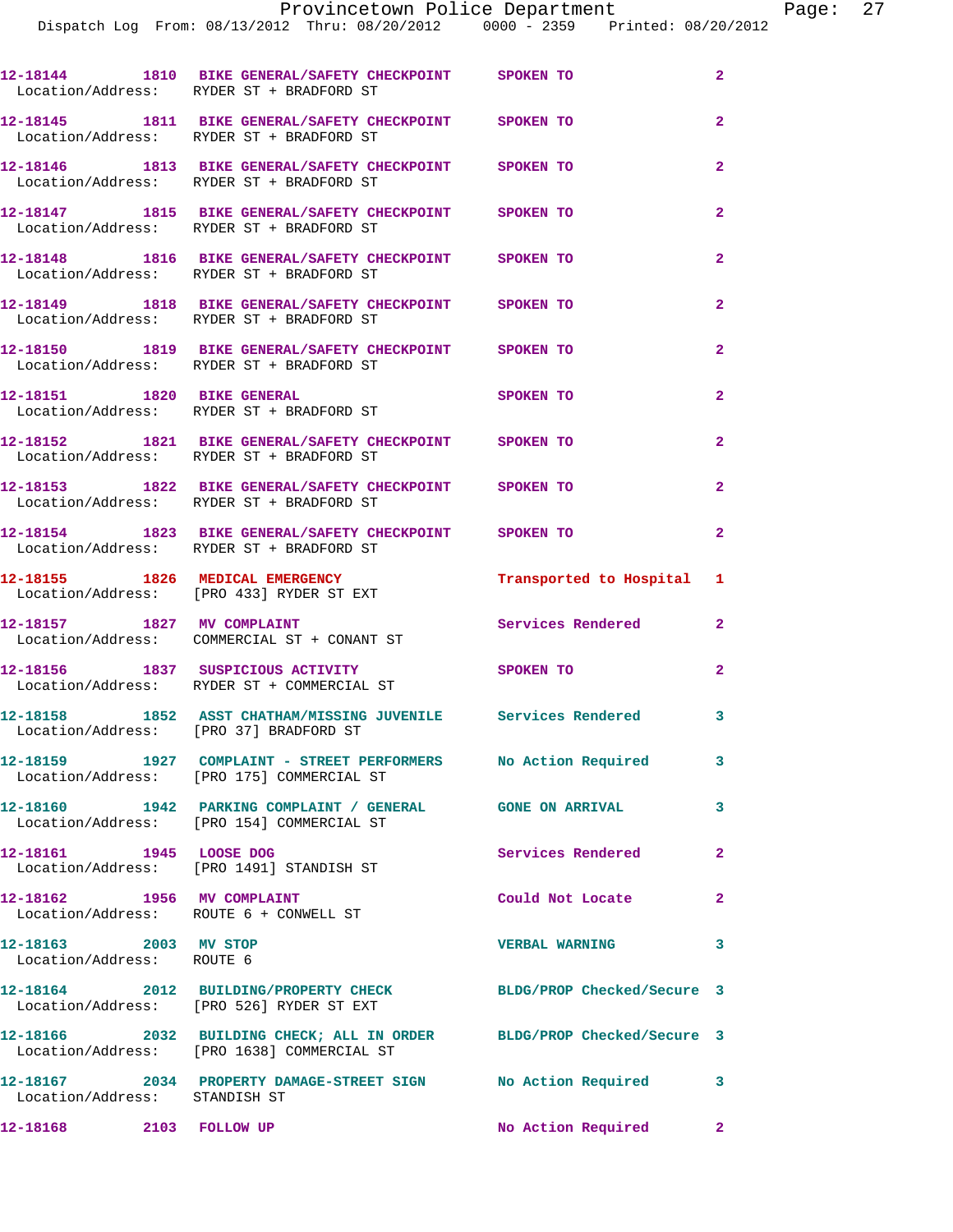| Call # | Time | Call Type | Disposition | Priority |
|---|---|---|---|---|
| 12-18144 | 1810 | BIKE GENERAL/SAFETY CHECKPOINT | SPOKEN TO | 2 |
| Location/Address: | | RYDER ST + BRADFORD ST | | |
| 12-18145 | 1811 | BIKE GENERAL/SAFETY CHECKPOINT | SPOKEN TO | 2 |
| Location/Address: | | RYDER ST + BRADFORD ST | | |
| 12-18146 | 1813 | BIKE GENERAL/SAFETY CHECKPOINT | SPOKEN TO | 2 |
| Location/Address: | | RYDER ST + BRADFORD ST | | |
| 12-18147 | 1815 | BIKE GENERAL/SAFETY CHECKPOINT | SPOKEN TO | 2 |
| Location/Address: | | RYDER ST + BRADFORD ST | | |
| 12-18148 | 1816 | BIKE GENERAL/SAFETY CHECKPOINT | SPOKEN TO | 2 |
| Location/Address: | | RYDER ST + BRADFORD ST | | |
| 12-18149 | 1818 | BIKE GENERAL/SAFETY CHECKPOINT | SPOKEN TO | 2 |
| Location/Address: | | RYDER ST + BRADFORD ST | | |
| 12-18150 | 1819 | BIKE GENERAL/SAFETY CHECKPOINT | SPOKEN TO | 2 |
| Location/Address: | | RYDER ST + BRADFORD ST | | |
| 12-18151 | 1820 | BIKE GENERAL | SPOKEN TO | 2 |
| Location/Address: | | RYDER ST + BRADFORD ST | | |
| 12-18152 | 1821 | BIKE GENERAL/SAFETY CHECKPOINT | SPOKEN TO | 2 |
| Location/Address: | | RYDER ST + BRADFORD ST | | |
| 12-18153 | 1822 | BIKE GENERAL/SAFETY CHECKPOINT | SPOKEN TO | 2 |
| Location/Address: | | RYDER ST + BRADFORD ST | | |
| 12-18154 | 1823 | BIKE GENERAL/SAFETY CHECKPOINT | SPOKEN TO | 2 |
| Location/Address: | | RYDER ST + BRADFORD ST | | |
| 12-18155 | 1826 | MEDICAL EMERGENCY | Transported to Hospital | 1 |
| Location/Address: | | [PRO 433] RYDER ST EXT | | |
| 12-18157 | 1827 | MV COMPLAINT | Services Rendered | 2 |
| Location/Address: | | COMMERCIAL ST + CONANT ST | | |
| 12-18156 | 1837 | SUSPICIOUS ACTIVITY | SPOKEN TO | 2 |
| Location/Address: | | RYDER ST + COMMERCIAL ST | | |
| 12-18158 | 1852 | ASST CHATHAM/MISSING JUVENILE | Services Rendered | 3 |
| Location/Address: | | [PRO 37] BRADFORD ST | | |
| 12-18159 | 1927 | COMPLAINT - STREET PERFORMERS | No Action Required | 3 |
| Location/Address: | | [PRO 175] COMMERCIAL ST | | |
| 12-18160 | 1942 | PARKING COMPLAINT / GENERAL | GONE ON ARRIVAL | 3 |
| Location/Address: | | [PRO 154] COMMERCIAL ST | | |
| 12-18161 | 1945 | LOOSE DOG | Services Rendered | 2 |
| Location/Address: | | [PRO 1491] STANDISH ST | | |
| 12-18162 | 1956 | MV COMPLAINT | Could Not Locate | 2 |
| Location/Address: | | ROUTE 6 + CONWELL ST | | |
| 12-18163 | 2003 | MV STOP | VERBAL WARNING | 3 |
| Location/Address: | | ROUTE 6 | | |
| 12-18164 | 2012 | BUILDING/PROPERTY CHECK | BLDG/PROP Checked/Secure | 3 |
| Location/Address: | | [PRO 526] RYDER ST EXT | | |
| 12-18166 | 2032 | BUILDING CHECK; ALL IN ORDER | BLDG/PROP Checked/Secure | 3 |
| Location/Address: | | [PRO 1638] COMMERCIAL ST | | |
| 12-18167 | 2034 | PROPERTY DAMAGE-STREET SIGN | No Action Required | 3 |
| Location/Address: | | STANDISH ST | | |
| 12-18168 | 2103 | FOLLOW UP | No Action Required | 2 |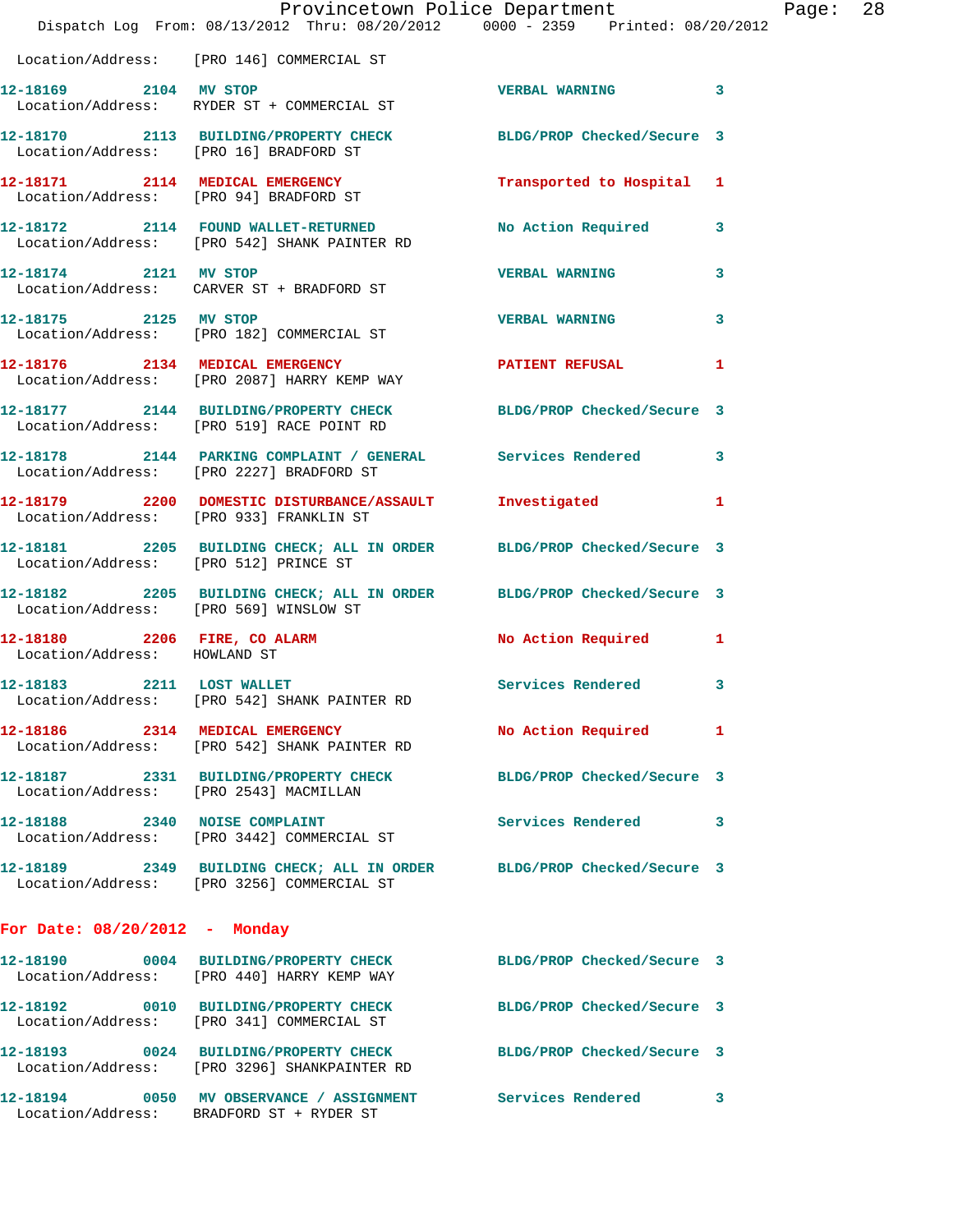Location/Address: [PRO 146] COMMERCIAL ST

**12-18169 2104 MV STOP** VERBAL WARNING 3
Location/Address: RYDER ST + COMMERCIAL ST

**12-18170 2113 BUILDING/PROPERTY CHECK** BLDG/PROP Checked/Secure 3
Location/Address: [PRO 16] BRADFORD ST

**12-18171 2114 MEDICAL EMERGENCY** Transported to Hospital 1
Location/Address: [PRO 94] BRADFORD ST

**12-18172 2114 FOUND WALLET-RETURNED** No Action Required 3
Location/Address: [PRO 542] SHANK PAINTER RD

**12-18174 2121 MV STOP** VERBAL WARNING 3
Location/Address: CARVER ST + BRADFORD ST

**12-18175 2125 MV STOP** VERBAL WARNING 3
Location/Address: [PRO 182] COMMERCIAL ST

**12-18176 2134 MEDICAL EMERGENCY** PATIENT REFUSAL 1
Location/Address: [PRO 2087] HARRY KEMP WAY

**12-18177 2144 BUILDING/PROPERTY CHECK** BLDG/PROP Checked/Secure 3
Location/Address: [PRO 519] RACE POINT RD

**12-18178 2144 PARKING COMPLAINT / GENERAL** Services Rendered 3
Location/Address: [PRO 2227] BRADFORD ST

**12-18179 2200 DOMESTIC DISTURBANCE/ASSAULT** Investigated 1
Location/Address: [PRO 933] FRANKLIN ST

**12-18181 2205 BUILDING CHECK; ALL IN ORDER** BLDG/PROP Checked/Secure 3
Location/Address: [PRO 512] PRINCE ST

**12-18182 2205 BUILDING CHECK; ALL IN ORDER** BLDG/PROP Checked/Secure 3
Location/Address: [PRO 569] WINSLOW ST

**12-18180 2206 FIRE, CO ALARM** No Action Required 1
Location/Address: HOWLAND ST

**12-18183 2211 LOST WALLET** Services Rendered 3
Location/Address: [PRO 542] SHANK PAINTER RD

**12-18186 2314 MEDICAL EMERGENCY** No Action Required 1
Location/Address: [PRO 542] SHANK PAINTER RD

**12-18187 2331 BUILDING/PROPERTY CHECK** BLDG/PROP Checked/Secure 3
Location/Address: [PRO 2543] MACMILLAN

**12-18188 2340 NOISE COMPLAINT** Services Rendered 3
Location/Address: [PRO 3442] COMMERCIAL ST

**12-18189 2349 BUILDING CHECK; ALL IN ORDER** BLDG/PROP Checked/Secure 3
Location/Address: [PRO 3256] COMMERCIAL ST

## For Date: 08/20/2012 - Monday

**12-18190 0004 BUILDING/PROPERTY CHECK** BLDG/PROP Checked/Secure 3
Location/Address: [PRO 440] HARRY KEMP WAY

**12-18192 0010 BUILDING/PROPERTY CHECK** BLDG/PROP Checked/Secure 3
Location/Address: [PRO 341] COMMERCIAL ST

**12-18193 0024 BUILDING/PROPERTY CHECK** BLDG/PROP Checked/Secure 3
Location/Address: [PRO 3296] SHANKPAINTER RD

**12-18194 0050 MV OBSERVANCE / ASSIGNMENT** Services Rendered 3
Location/Address: BRADFORD ST + RYDER ST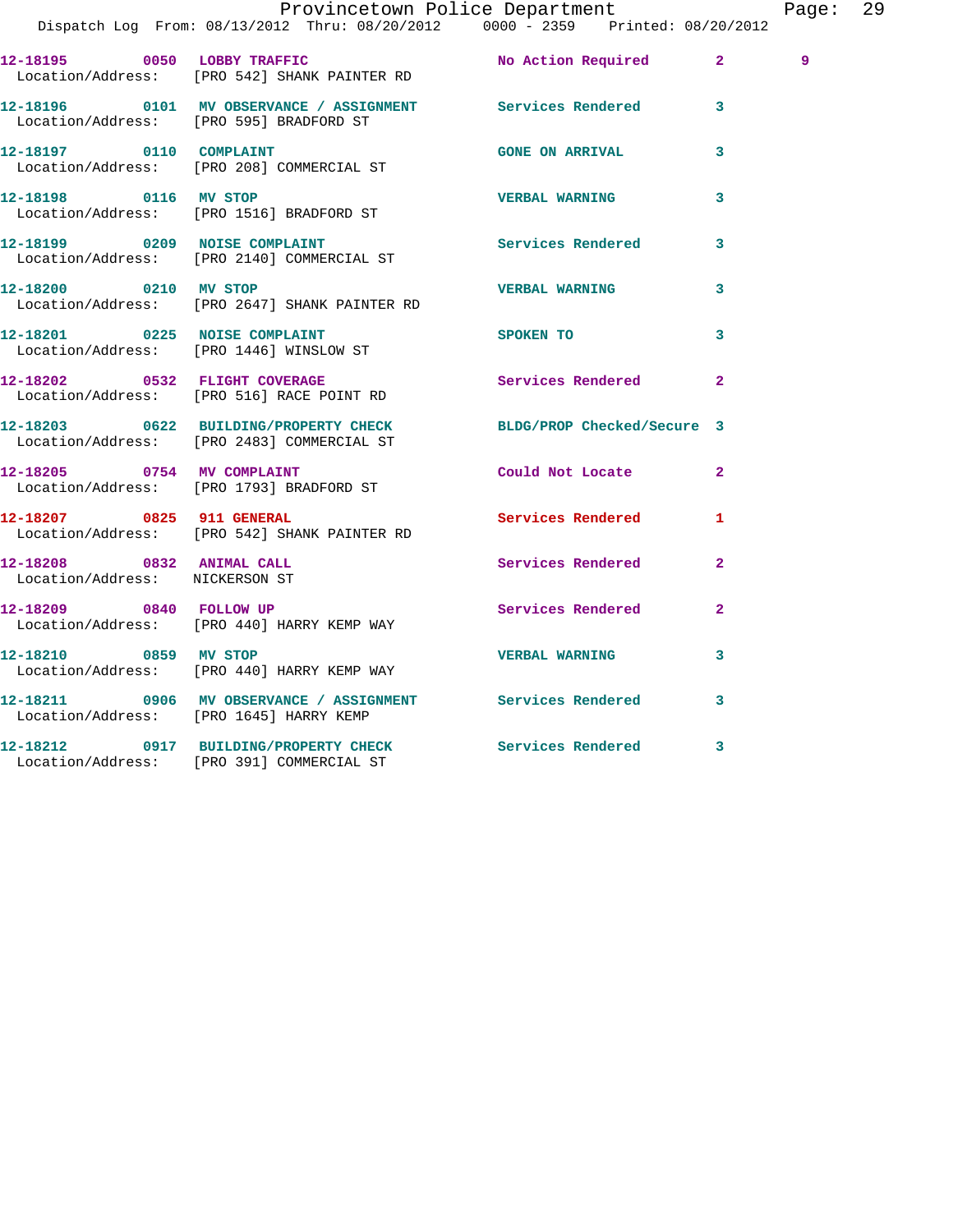| | | | | | |
|---|---|---|---|---|---|
| 12-18195 | 0050 | LOBBY TRAFFIC | No Action Required | 2 | 9 |
| Location/Address: | | [PRO 542] SHANK PAINTER RD | | | |
| 12-18196 | 0101 | MV OBSERVANCE / ASSIGNMENT | Services Rendered | 3 | |
| Location/Address: | | [PRO 595] BRADFORD ST | | | |
| 12-18197 | 0110 | COMPLAINT | GONE ON ARRIVAL | 3 | |
| Location/Address: | | [PRO 208] COMMERCIAL ST | | | |
| 12-18198 | 0116 | MV STOP | VERBAL WARNING | 3 | |
| Location/Address: | | [PRO 1516] BRADFORD ST | | | |
| 12-18199 | 0209 | NOISE COMPLAINT | Services Rendered | 3 | |
| Location/Address: | | [PRO 2140] COMMERCIAL ST | | | |
| 12-18200 | 0210 | MV STOP | VERBAL WARNING | 3 | |
| Location/Address: | | [PRO 2647] SHANK PAINTER RD | | | |
| 12-18201 | 0225 | NOISE COMPLAINT | SPOKEN TO | 3 | |
| Location/Address: | | [PRO 1446] WINSLOW ST | | | |
| 12-18202 | 0532 | FLIGHT COVERAGE | Services Rendered | 2 | |
| Location/Address: | | [PRO 516] RACE POINT RD | | | |
| 12-18203 | 0622 | BUILDING/PROPERTY CHECK | BLDG/PROP Checked/Secure | 3 | |
| Location/Address: | | [PRO 2483] COMMERCIAL ST | | | |
| 12-18205 | 0754 | MV COMPLAINT | Could Not Locate | 2 | |
| Location/Address: | | [PRO 1793] BRADFORD ST | | | |
| 12-18207 | 0825 | 911 GENERAL | Services Rendered | 1 | |
| Location/Address: | | [PRO 542] SHANK PAINTER RD | | | |
| 12-18208 | 0832 | ANIMAL CALL | Services Rendered | 2 | |
| Location/Address: | | NICKERSON ST | | | |
| 12-18209 | 0840 | FOLLOW UP | Services Rendered | 2 | |
| Location/Address: | | [PRO 440] HARRY KEMP WAY | | | |
| 12-18210 | 0859 | MV STOP | VERBAL WARNING | 3 | |
| Location/Address: | | [PRO 440] HARRY KEMP WAY | | | |
| 12-18211 | 0906 | MV OBSERVANCE / ASSIGNMENT | Services Rendered | 3 | |
| Location/Address: | | [PRO 1645] HARRY KEMP | | | |
| 12-18212 | 0917 | BUILDING/PROPERTY CHECK | Services Rendered | 3 | |
| Location/Address: | | [PRO 391] COMMERCIAL ST | | | |